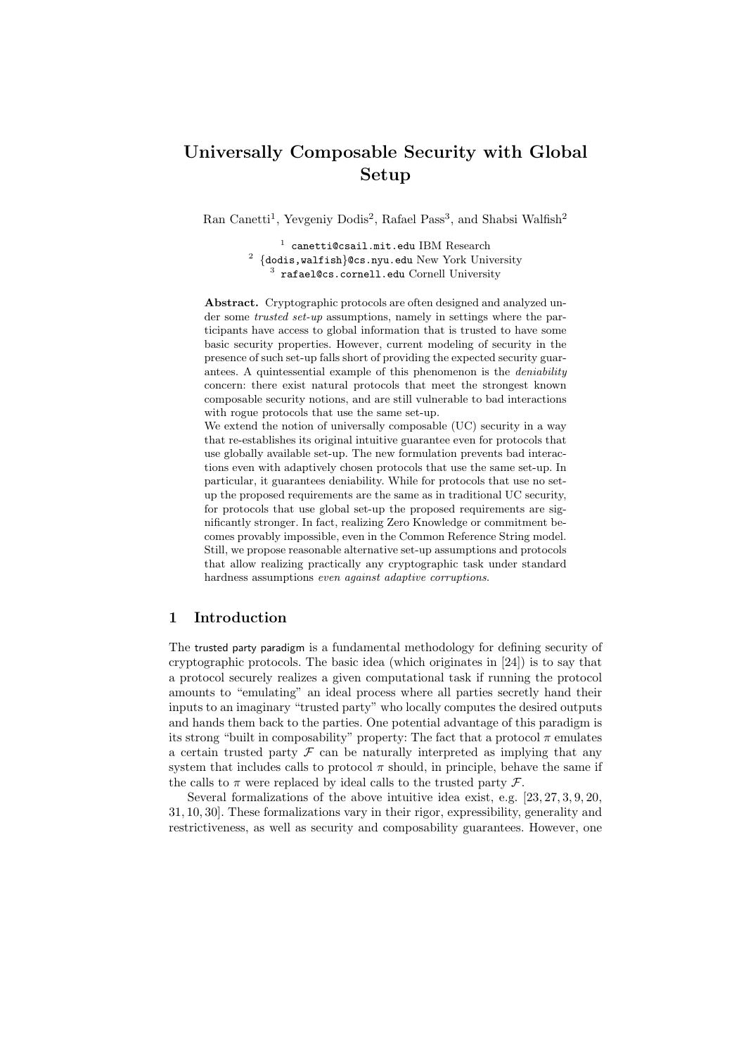# Universally Composable Security with Global Setup

Ran Canetti[1], Yevgeniy Dodis[2], Rafael Pass[3], and Shabsi Walfish[2]

[1] canetti@csail.mit.edu IBM Research
[2] {dodis,walfish}@cs.nyu.edu New York University
[3] rafael@cs.cornell.edu Cornell University

**Abstract.** Cryptographic protocols are often designed and analyzed under some *trusted set-up* assumptions, namely in settings where the participants have access to global information that is trusted to have some basic security properties. However, current modeling of security in the presence of such set-up falls short of providing the expected security guarantees. A quintessential example of this phenomenon is the *deniability* concern: there exist natural protocols that meet the strongest known composable security notions, and are still vulnerable to bad interactions with rogue protocols that use the same set-up.

We extend the notion of universally composable (UC) security in a way that re-establishes its original intuitive guarantee even for protocols that use globally available set-up. The new formulation prevents bad interactions even with adaptively chosen protocols that use the same set-up. In particular, it guarantees deniability. While for protocols that use no set-up the proposed requirements are the same as in traditional UC security, for protocols that use global set-up the proposed requirements are significantly stronger. In fact, realizing Zero Knowledge or commitment becomes provably impossible, even in the Common Reference String model. Still, we propose reasonable alternative set-up assumptions and protocols that allow realizing practically any cryptographic task under standard hardness assumptions *even against adaptive corruptions*.

## 1 Introduction

The trusted party paradigm is a fundamental methodology for defining security of cryptographic protocols. The basic idea (which originates in [24]) is to say that a protocol securely realizes a given computational task if running the protocol amounts to "emulating" an ideal process where all parties secretly hand their inputs to an imaginary "trusted party" who locally computes the desired outputs and hands them back to the parties. One potential advantage of this paradigm is its strong "built in composability" property: The fact that a protocol $\pi$ emulates a certain trusted party $\mathcal{F}$ can be naturally interpreted as implying that any system that includes calls to protocol $\pi$ should, in principle, behave the same if the calls to $\pi$ were replaced by ideal calls to the trusted party $\mathcal{F}$.

Several formalizations of the above intuitive idea exist, e.g. [23, 27, 3, 9, 20, 31, 10, 30]. These formalizations vary in their rigor, expressibility, generality and restrictiveness, as well as security and composability guarantees. However, one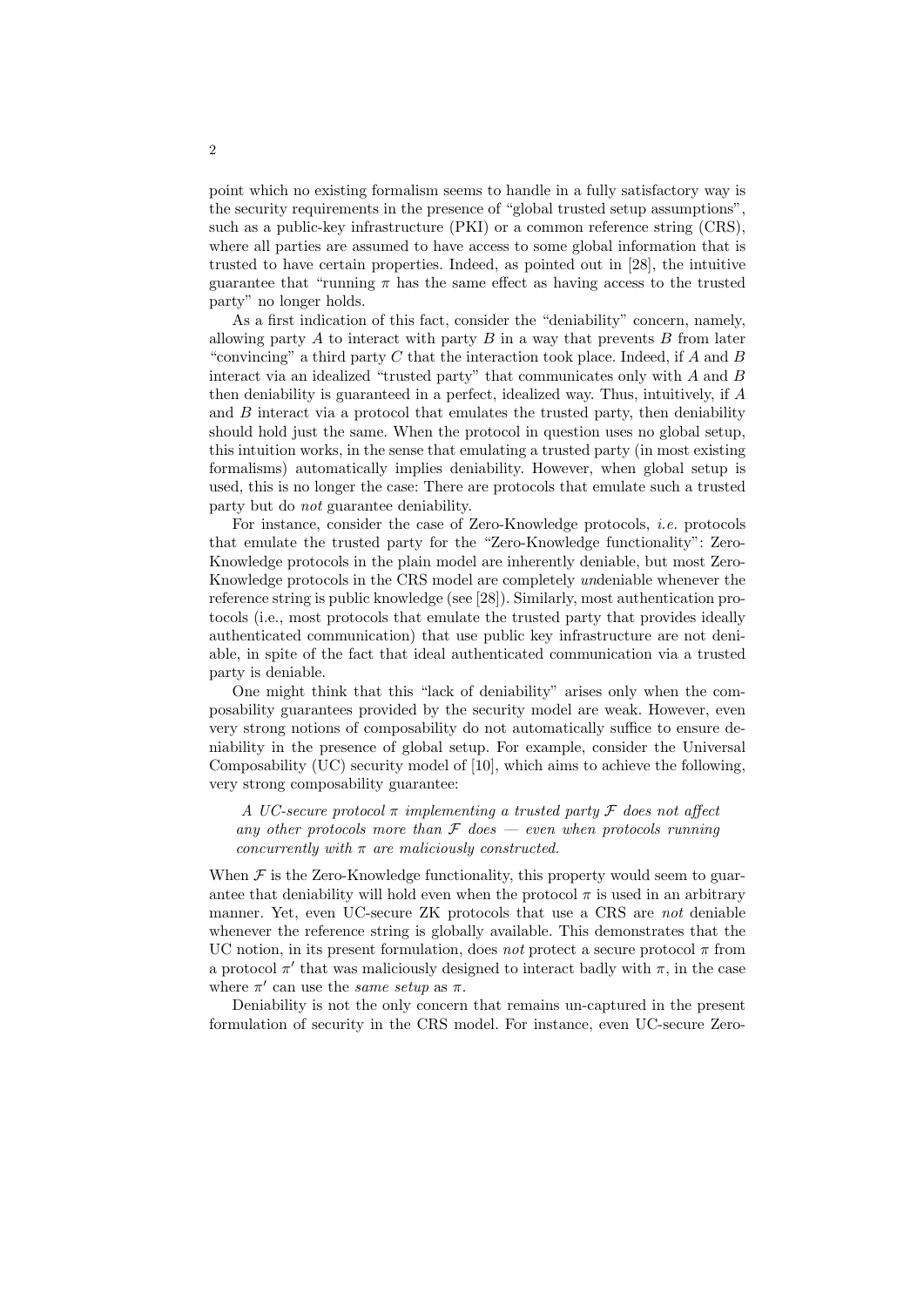point which no existing formalism seems to handle in a fully satisfactory way is the security requirements in the presence of "global trusted setup assumptions", such as a public-key infrastructure (PKI) or a common reference string (CRS), where all parties are assumed to have access to some global information that is trusted to have certain properties. Indeed, as pointed out in [28], the intuitive guarantee that "running $\pi$ has the same effect as having access to the trusted party" no longer holds.

As a first indication of this fact, consider the "deniability" concern, namely, allowing party $A$ to interact with party $B$ in a way that prevents $B$ from later "convincing" a third party $C$ that the interaction took place. Indeed, if $A$ and $B$ interact via an idealized "trusted party" that communicates only with $A$ and $B$ then deniability is guaranteed in a perfect, idealized way. Thus, intuitively, if $A$ and $B$ interact via a protocol that emulates the trusted party, then deniability should hold just the same. When the protocol in question uses no global setup, this intuition works, in the sense that emulating a trusted party (in most existing formalisms) automatically implies deniability. However, when global setup is used, this is no longer the case: There are protocols that emulate such a trusted party but do *not* guarantee deniability.

For instance, consider the case of Zero-Knowledge protocols, *i.e.* protocols that emulate the trusted party for the "Zero-Knowledge functionality": Zero-Knowledge protocols in the plain model are inherently deniable, but most Zero-Knowledge protocols in the CRS model are completely *un*deniable whenever the reference string is public knowledge (see [28]). Similarly, most authentication protocols (i.e., most protocols that emulate the trusted party that provides ideally authenticated communication) that use public key infrastructure are not deniable, in spite of the fact that ideal authenticated communication via a trusted party is deniable.

One might think that this "lack of deniability" arises only when the composability guarantees provided by the security model are weak. However, even very strong notions of composability do not automatically suffice to ensure deniability in the presence of global setup. For example, consider the Universal Composability (UC) security model of [10], which aims to achieve the following, very strong composability guarantee:

> *A UC-secure protocol $\pi$ implementing a trusted party $\mathcal{F}$ does not affect any other protocols more than $\mathcal{F}$ does — even when protocols running concurrently with $\pi$ are maliciously constructed.*

When $\mathcal{F}$ is the Zero-Knowledge functionality, this property would seem to guarantee that deniability will hold even when the protocol $\pi$ is used in an arbitrary manner. Yet, even UC-secure ZK protocols that use a CRS are *not* deniable whenever the reference string is globally available. This demonstrates that the UC notion, in its present formulation, does *not* protect a secure protocol $\pi$ from a protocol $\pi'$ that was maliciously designed to interact badly with $\pi$, in the case where $\pi'$ can use the *same setup* as $\pi$.

Deniability is not the only concern that remains un-captured in the present formulation of security in the CRS model. For instance, even UC-secure Zero-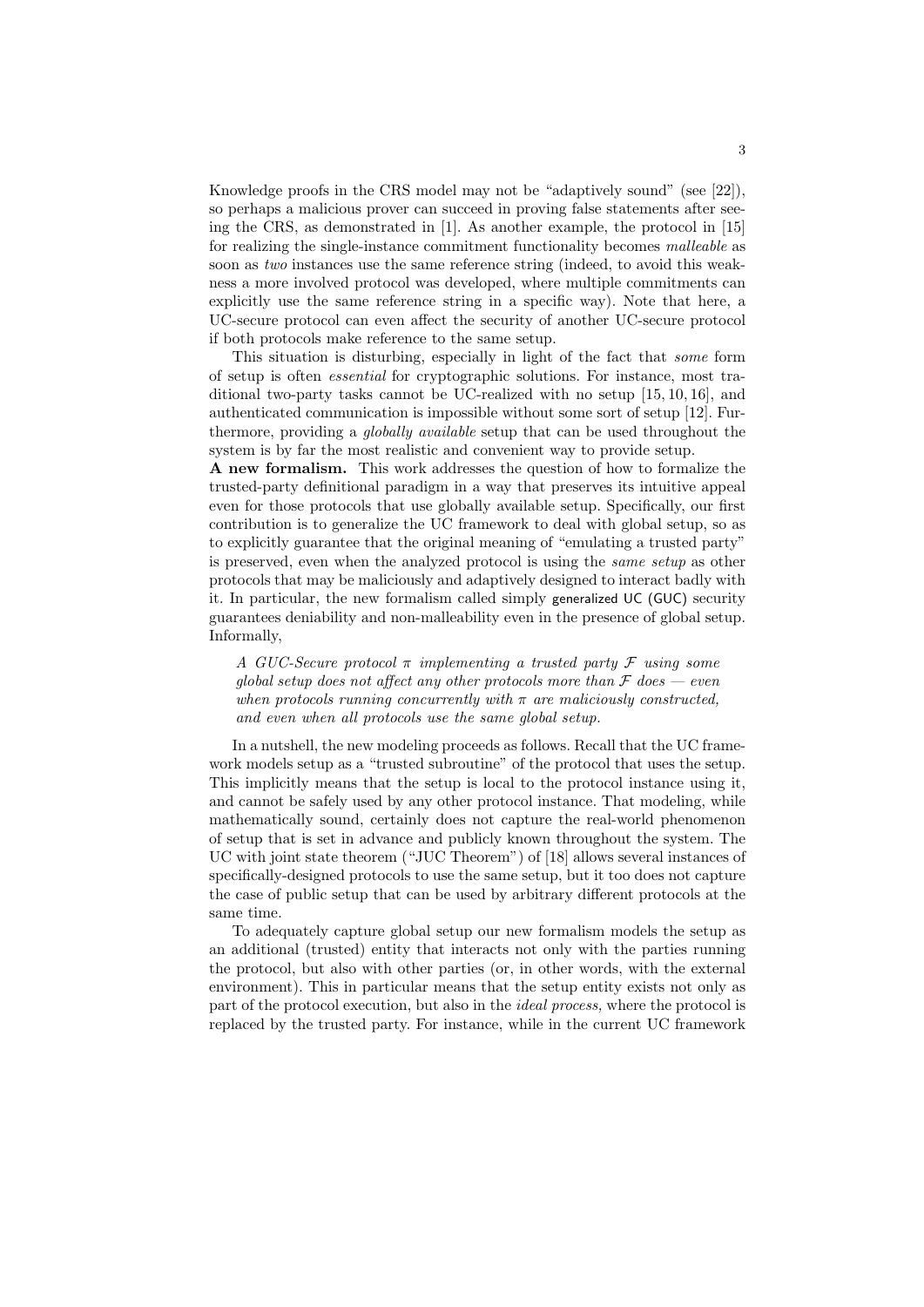Knowledge proofs in the CRS model may not be "adaptively sound" (see [22]), so perhaps a malicious prover can succeed in proving false statements after seeing the CRS, as demonstrated in [1]. As another example, the protocol in [15] for realizing the single-instance commitment functionality becomes *malleable* as soon as *two* instances use the same reference string (indeed, to avoid this weakness a more involved protocol was developed, where multiple commitments can explicitly use the same reference string in a specific way). Note that here, a UC-secure protocol can even affect the security of another UC-secure protocol if both protocols make reference to the same setup.

This situation is disturbing, especially in light of the fact that *some* form of setup is often *essential* for cryptographic solutions. For instance, most traditional two-party tasks cannot be UC-realized with no setup [15, 10, 16], and authenticated communication is impossible without some sort of setup [12]. Furthermore, providing a *globally available* setup that can be used throughout the system is by far the most realistic and convenient way to provide setup.

**A new formalism.** This work addresses the question of how to formalize the trusted-party definitional paradigm in a way that preserves its intuitive appeal even for those protocols that use globally available setup. Specifically, our first contribution is to generalize the UC framework to deal with global setup, so as to explicitly guarantee that the original meaning of "emulating a trusted party" is preserved, even when the analyzed protocol is using the *same setup* as other protocols that may be maliciously and adaptively designed to interact badly with it. In particular, the new formalism called simply generalized UC (GUC) security guarantees deniability and non-malleability even in the presence of global setup. Informally,

> *A GUC-Secure protocol $\pi$ implementing a trusted party $\mathcal{F}$ using some global setup does not affect any other protocols more than $\mathcal{F}$ does — even when protocols running concurrently with $\pi$ are maliciously constructed, and even when all protocols use the same global setup.*

In a nutshell, the new modeling proceeds as follows. Recall that the UC framework models setup as a "trusted subroutine" of the protocol that uses the setup. This implicitly means that the setup is local to the protocol instance using it, and cannot be safely used by any other protocol instance. That modeling, while mathematically sound, certainly does not capture the real-world phenomenon of setup that is set in advance and publicly known throughout the system. The UC with joint state theorem ("JUC Theorem") of [18] allows several instances of specifically-designed protocols to use the same setup, but it too does not capture the case of public setup that can be used by arbitrary different protocols at the same time.

To adequately capture global setup our new formalism models the setup as an additional (trusted) entity that interacts not only with the parties running the protocol, but also with other parties (or, in other words, with the external environment). This in particular means that the setup entity exists not only as part of the protocol execution, but also in the *ideal process,* where the protocol is replaced by the trusted party. For instance, while in the current UC framework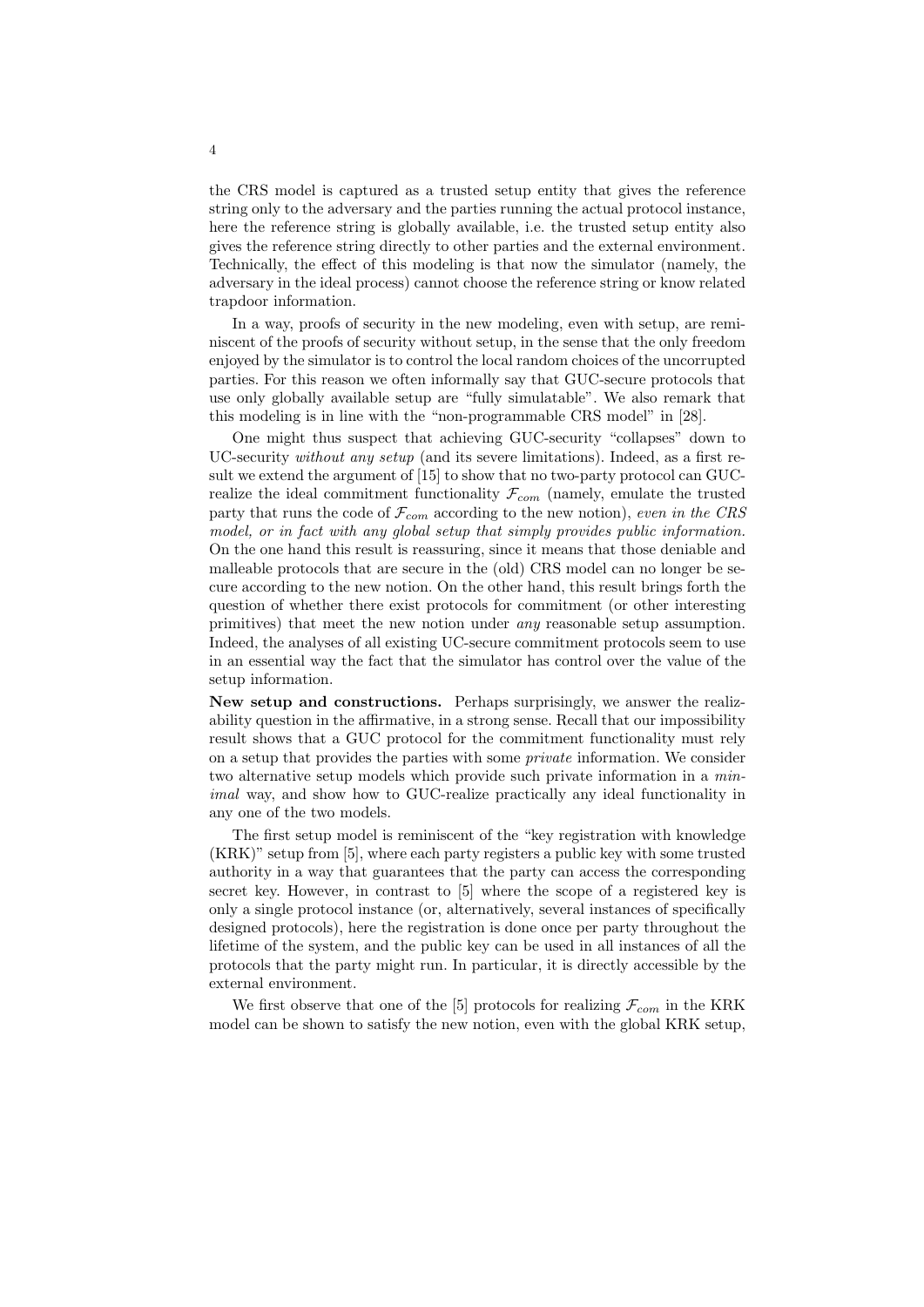the CRS model is captured as a trusted setup entity that gives the reference string only to the adversary and the parties running the actual protocol instance, here the reference string is globally available, i.e. the trusted setup entity also gives the reference string directly to other parties and the external environment. Technically, the effect of this modeling is that now the simulator (namely, the adversary in the ideal process) cannot choose the reference string or know related trapdoor information.

In a way, proofs of security in the new modeling, even with setup, are reminiscent of the proofs of security without setup, in the sense that the only freedom enjoyed by the simulator is to control the local random choices of the uncorrupted parties. For this reason we often informally say that GUC-secure protocols that use only globally available setup are "fully simulatable". We also remark that this modeling is in line with the "non-programmable CRS model" in [28].

One might thus suspect that achieving GUC-security "collapses" down to UC-security *without any setup* (and its severe limitations). Indeed, as a first result we extend the argument of [15] to show that no two-party protocol can GUC-realize the ideal commitment functionality $\mathcal{F}_{com}$ (namely, emulate the trusted party that runs the code of $\mathcal{F}_{com}$ according to the new notion), *even in the CRS model, or in fact with any global setup that simply provides public information.* On the one hand this result is reassuring, since it means that those deniable and malleable protocols that are secure in the (old) CRS model can no longer be secure according to the new notion. On the other hand, this result brings forth the question of whether there exist protocols for commitment (or other interesting primitives) that meet the new notion under *any* reasonable setup assumption. Indeed, the analyses of all existing UC-secure commitment protocols seem to use in an essential way the fact that the simulator has control over the value of the setup information.

**New setup and constructions.** Perhaps surprisingly, we answer the realizability question in the affirmative, in a strong sense. Recall that our impossibility result shows that a GUC protocol for the commitment functionality must rely on a setup that provides the parties with some *private* information. We consider two alternative setup models which provide such private information in a *minimal* way, and show how to GUC-realize practically any ideal functionality in any one of the two models.

The first setup model is reminiscent of the "key registration with knowledge (KRK)" setup from [5], where each party registers a public key with some trusted authority in a way that guarantees that the party can access the corresponding secret key. However, in contrast to [5] where the scope of a registered key is only a single protocol instance (or, alternatively, several instances of specifically designed protocols), here the registration is done once per party throughout the lifetime of the system, and the public key can be used in all instances of all the protocols that the party might run. In particular, it is directly accessible by the external environment.

We first observe that one of the [5] protocols for realizing $\mathcal{F}_{com}$ in the KRK model can be shown to satisfy the new notion, even with the global KRK setup,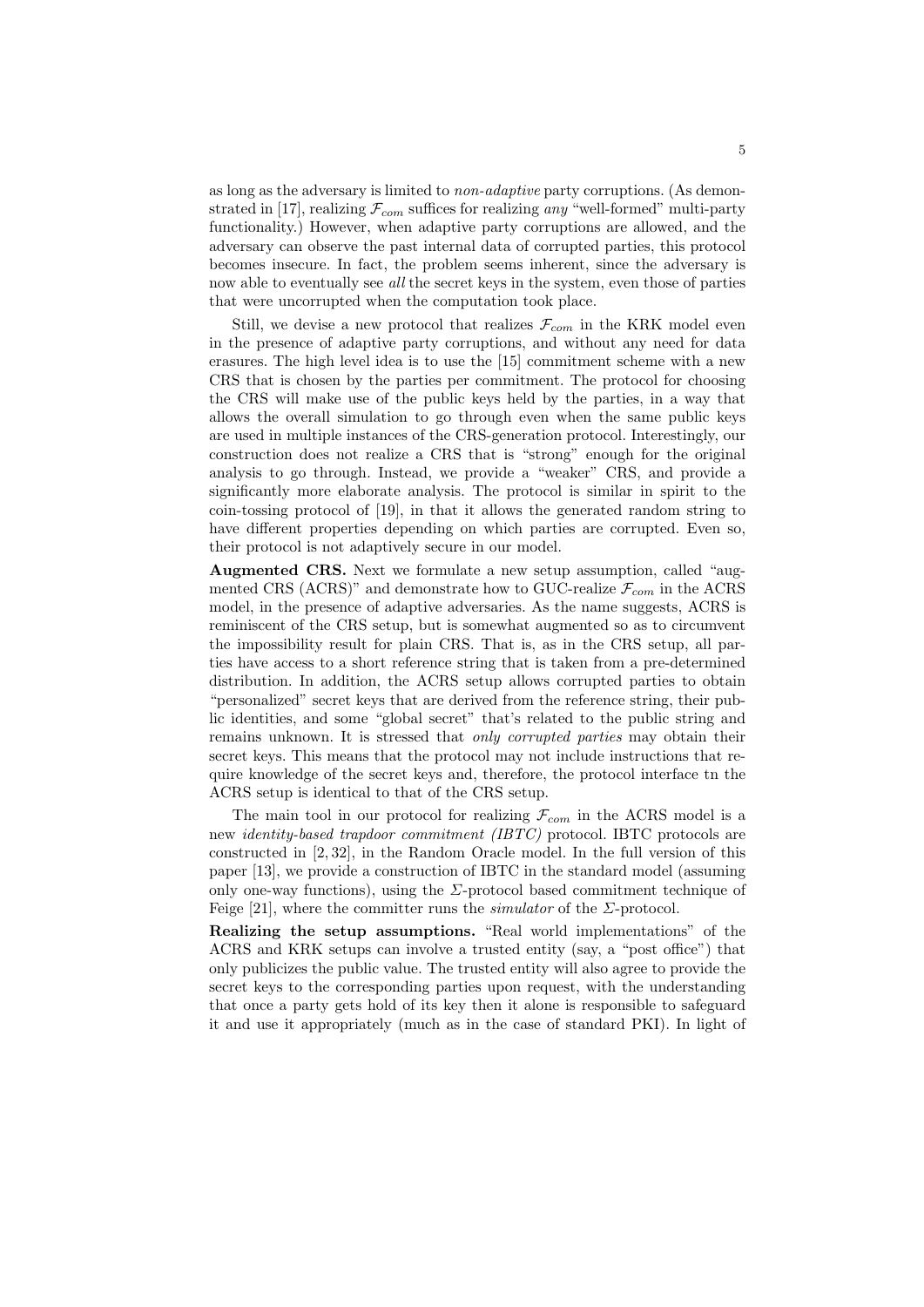as long as the adversary is limited to *non-adaptive* party corruptions. (As demonstrated in [17], realizing $\mathcal{F}_{com}$ suffices for realizing *any* "well-formed" multi-party functionality.) However, when adaptive party corruptions are allowed, and the adversary can observe the past internal data of corrupted parties, this protocol becomes insecure. In fact, the problem seems inherent, since the adversary is now able to eventually see *all* the secret keys in the system, even those of parties that were uncorrupted when the computation took place.

Still, we devise a new protocol that realizes $\mathcal{F}_{com}$ in the KRK model even in the presence of adaptive party corruptions, and without any need for data erasures. The high level idea is to use the [15] commitment scheme with a new CRS that is chosen by the parties per commitment. The protocol for choosing the CRS will make use of the public keys held by the parties, in a way that allows the overall simulation to go through even when the same public keys are used in multiple instances of the CRS-generation protocol. Interestingly, our construction does not realize a CRS that is "strong" enough for the original analysis to go through. Instead, we provide a "weaker" CRS, and provide a significantly more elaborate analysis. The protocol is similar in spirit to the coin-tossing protocol of [19], in that it allows the generated random string to have different properties depending on which parties are corrupted. Even so, their protocol is not adaptively secure in our model.

**Augmented CRS.** Next we formulate a new setup assumption, called "augmented CRS (ACRS)" and demonstrate how to GUC-realize $\mathcal{F}_{com}$ in the ACRS model, in the presence of adaptive adversaries. As the name suggests, ACRS is reminiscent of the CRS setup, but is somewhat augmented so as to circumvent the impossibility result for plain CRS. That is, as in the CRS setup, all parties have access to a short reference string that is taken from a pre-determined distribution. In addition, the ACRS setup allows corrupted parties to obtain "personalized" secret keys that are derived from the reference string, their public identities, and some "global secret" that's related to the public string and remains unknown. It is stressed that *only corrupted parties* may obtain their secret keys. This means that the protocol may not include instructions that require knowledge of the secret keys and, therefore, the protocol interface tn the ACRS setup is identical to that of the CRS setup.

The main tool in our protocol for realizing $\mathcal{F}_{com}$ in the ACRS model is a new *identity-based trapdoor commitment (IBTC)* protocol. IBTC protocols are constructed in [2, 32], in the Random Oracle model. In the full version of this paper [13], we provide a construction of IBTC in the standard model (assuming only one-way functions), using the $\Sigma$-protocol based commitment technique of Feige [21], where the committer runs the *simulator* of the $\Sigma$-protocol.

**Realizing the setup assumptions.** "Real world implementations" of the ACRS and KRK setups can involve a trusted entity (say, a "post office") that only publicizes the public value. The trusted entity will also agree to provide the secret keys to the corresponding parties upon request, with the understanding that once a party gets hold of its key then it alone is responsible to safeguard it and use it appropriately (much as in the case of standard PKI). In light of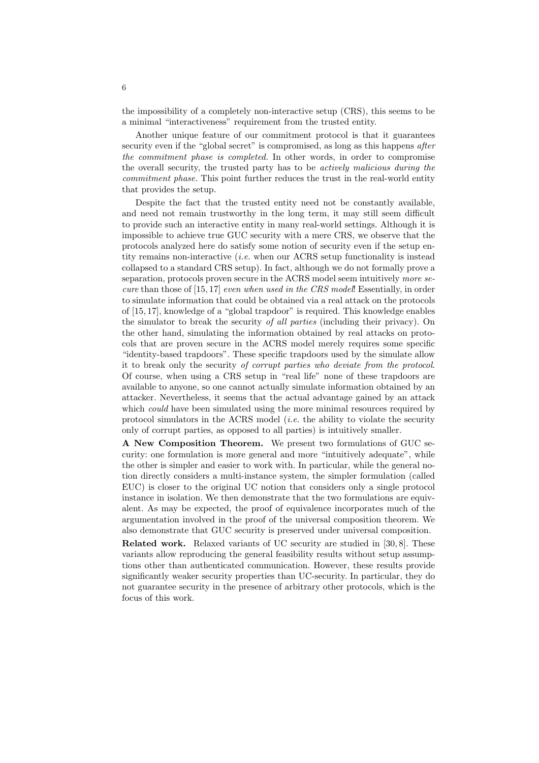the impossibility of a completely non-interactive setup (CRS), this seems to be a minimal "interactiveness" requirement from the trusted entity.

Another unique feature of our commitment protocol is that it guarantees security even if the "global secret" is compromised, as long as this happens *after the commitment phase is completed.* In other words, in order to compromise the overall security, the trusted party has to be *actively malicious during the commitment phase.* This point further reduces the trust in the real-world entity that provides the setup.

Despite the fact that the trusted entity need not be constantly available, and need not remain trustworthy in the long term, it may still seem difficult to provide such an interactive entity in many real-world settings. Although it is impossible to achieve true GUC security with a mere CRS, we observe that the protocols analyzed here do satisfy some notion of security even if the setup entity remains non-interactive (*i.e.* when our ACRS setup functionality is instead collapsed to a standard CRS setup). In fact, although we do not formally prove a separation, protocols proven secure in the ACRS model seem intuitively *more secure* than those of [15, 17] *even when used in the CRS model*! Essentially, in order to simulate information that could be obtained via a real attack on the protocols of [15, 17], knowledge of a "global trapdoor" is required. This knowledge enables the simulator to break the security *of all parties* (including their privacy). On the other hand, simulating the information obtained by real attacks on protocols that are proven secure in the ACRS model merely requires some specific "identity-based trapdoors". These specific trapdoors used by the simulate allow it to break only the security *of corrupt parties who deviate from the protocol*. Of course, when using a CRS setup in "real life" none of these trapdoors are available to anyone, so one cannot actually simulate information obtained by an attacker. Nevertheless, it seems that the actual advantage gained by an attack which *could* have been simulated using the more minimal resources required by protocol simulators in the ACRS model (*i.e.* the ability to violate the security only of corrupt parties, as opposed to all parties) is intuitively smaller.

**A New Composition Theorem.** We present two formulations of GUC security: one formulation is more general and more "intuitively adequate", while the other is simpler and easier to work with. In particular, while the general notion directly considers a multi-instance system, the simpler formulation (called EUC) is closer to the original UC notion that considers only a single protocol instance in isolation. We then demonstrate that the two formulations are equivalent. As may be expected, the proof of equivalence incorporates much of the argumentation involved in the proof of the universal composition theorem. We also demonstrate that GUC security is preserved under universal composition.

**Related work.** Relaxed variants of UC security are studied in [30, 8]. These variants allow reproducing the general feasibility results without setup assumptions other than authenticated communication. However, these results provide significantly weaker security properties than UC-security. In particular, they do not guarantee security in the presence of arbitrary other protocols, which is the focus of this work.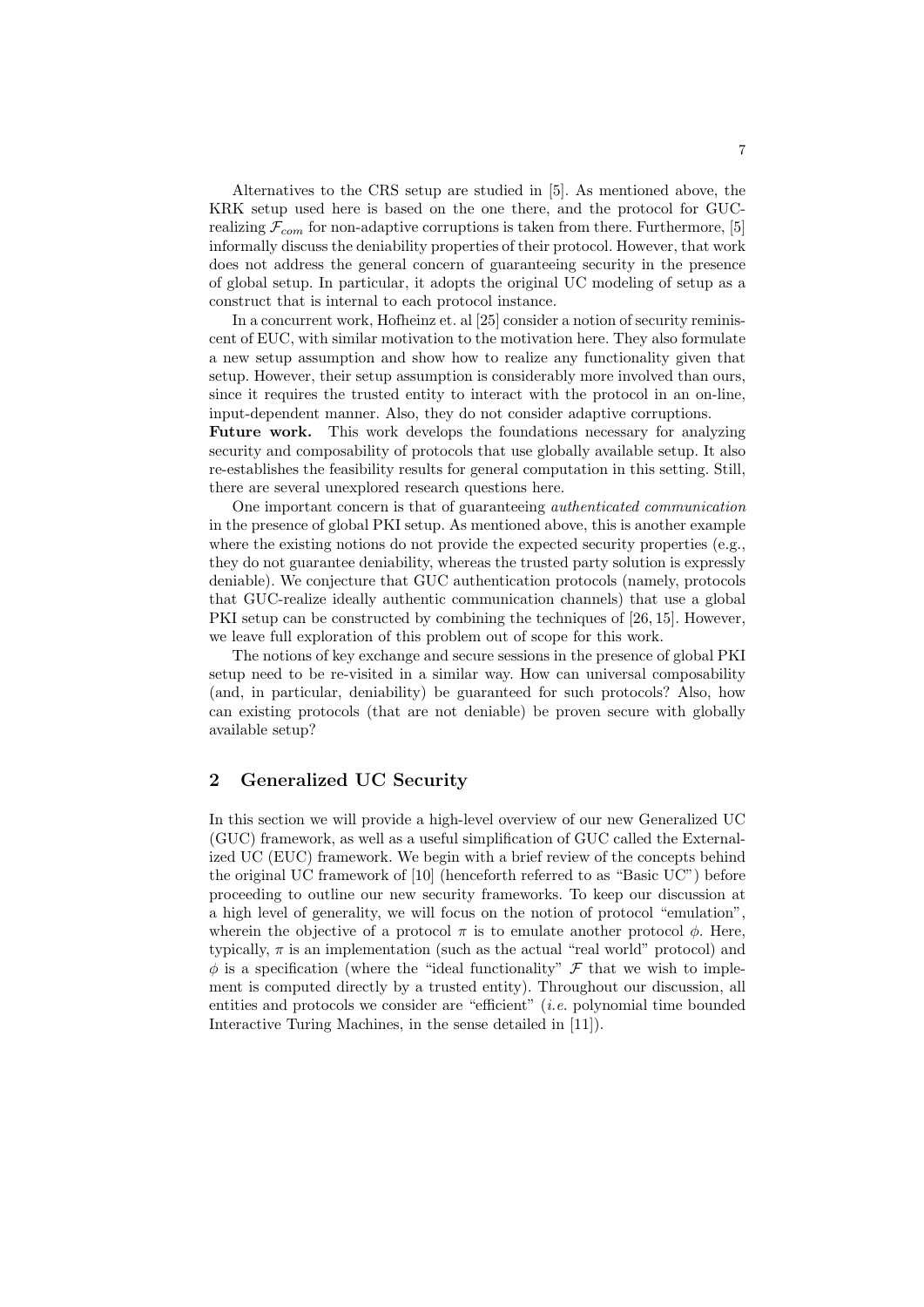Alternatives to the CRS setup are studied in [5]. As mentioned above, the KRK setup used here is based on the one there, and the protocol for GUC-realizing $\mathcal{F}_{com}$ for non-adaptive corruptions is taken from there. Furthermore, [5] informally discuss the deniability properties of their protocol. However, that work does not address the general concern of guaranteeing security in the presence of global setup. In particular, it adopts the original UC modeling of setup as a construct that is internal to each protocol instance.

In a concurrent work, Hofheinz et. al [25] consider a notion of security reminiscent of EUC, with similar motivation to the motivation here. They also formulate a new setup assumption and show how to realize any functionality given that setup. However, their setup assumption is considerably more involved than ours, since it requires the trusted entity to interact with the protocol in an on-line, input-dependent manner. Also, they do not consider adaptive corruptions.

**Future work.** This work develops the foundations necessary for analyzing security and composability of protocols that use globally available setup. It also re-establishes the feasibility results for general computation in this setting. Still, there are several unexplored research questions here.

One important concern is that of guaranteeing *authenticated communication* in the presence of global PKI setup. As mentioned above, this is another example where the existing notions do not provide the expected security properties (e.g., they do not guarantee deniability, whereas the trusted party solution is expressly deniable). We conjecture that GUC authentication protocols (namely, protocols that GUC-realize ideally authentic communication channels) that use a global PKI setup can be constructed by combining the techniques of [26, 15]. However, we leave full exploration of this problem out of scope for this work.

The notions of key exchange and secure sessions in the presence of global PKI setup need to be re-visited in a similar way. How can universal composability (and, in particular, deniability) be guaranteed for such protocols? Also, how can existing protocols (that are not deniable) be proven secure with globally available setup?

## 2 Generalized UC Security

In this section we will provide a high-level overview of our new Generalized UC (GUC) framework, as well as a useful simplification of GUC called the Externalized UC (EUC) framework. We begin with a brief review of the concepts behind the original UC framework of [10] (henceforth referred to as "Basic UC") before proceeding to outline our new security frameworks. To keep our discussion at a high level of generality, we will focus on the notion of protocol "emulation", wherein the objective of a protocol $\pi$ is to emulate another protocol $\phi$. Here, typically, $\pi$ is an implementation (such as the actual "real world" protocol) and $\phi$ is a specification (where the "ideal functionality" $\mathcal{F}$ that we wish to implement is computed directly by a trusted entity). Throughout our discussion, all entities and protocols we consider are "efficient" (*i.e.* polynomial time bounded Interactive Turing Machines, in the sense detailed in [11]).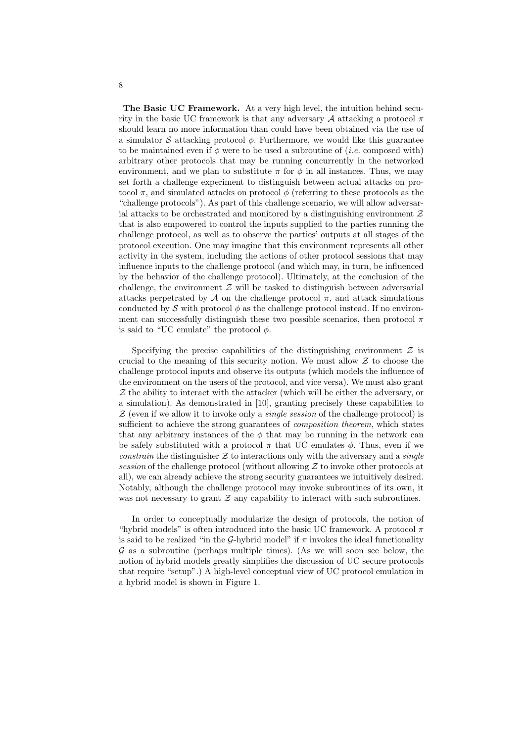**The Basic UC Framework.** At a very high level, the intuition behind security in the basic UC framework is that any adversary $\mathcal{A}$ attacking a protocol $\pi$ should learn no more information than could have been obtained via the use of a simulator $\mathcal{S}$ attacking protocol $\phi$. Furthermore, we would like this guarantee to be maintained even if $\phi$ were to be used a subroutine of (*i.e.* composed with) arbitrary other protocols that may be running concurrently in the networked environment, and we plan to substitute $\pi$ for $\phi$ in all instances. Thus, we may set forth a challenge experiment to distinguish between actual attacks on protocol $\pi$, and simulated attacks on protocol $\phi$ (referring to these protocols as the "challenge protocols"). As part of this challenge scenario, we will allow adversarial attacks to be orchestrated and monitored by a distinguishing environment $\mathcal{Z}$ that is also empowered to control the inputs supplied to the parties running the challenge protocol, as well as to observe the parties' outputs at all stages of the protocol execution. One may imagine that this environment represents all other activity in the system, including the actions of other protocol sessions that may influence inputs to the challenge protocol (and which may, in turn, be influenced by the behavior of the challenge protocol). Ultimately, at the conclusion of the challenge, the environment $\mathcal{Z}$ will be tasked to distinguish between adversarial attacks perpetrated by $\mathcal{A}$ on the challenge protocol $\pi$, and attack simulations conducted by $\mathcal{S}$ with protocol $\phi$ as the challenge protocol instead. If no environment can successfully distinguish these two possible scenarios, then protocol $\pi$ is said to "UC emulate" the protocol $\phi$.

Specifying the precise capabilities of the distinguishing environment $\mathcal{Z}$ is crucial to the meaning of this security notion. We must allow $\mathcal{Z}$ to choose the challenge protocol inputs and observe its outputs (which models the influence of the environment on the users of the protocol, and vice versa). We must also grant $\mathcal{Z}$ the ability to interact with the attacker (which will be either the adversary, or a simulation). As demonstrated in [10], granting precisely these capabilities to $\mathcal{Z}$ (even if we allow it to invoke only a *single session* of the challenge protocol) is sufficient to achieve the strong guarantees of *composition theorem*, which states that any arbitrary instances of the $\phi$ that may be running in the network can be safely substituted with a protocol $\pi$ that UC emulates $\phi$. Thus, even if we *constrain* the distinguisher $\mathcal{Z}$ to interactions only with the adversary and a *single session* of the challenge protocol (without allowing $\mathcal{Z}$ to invoke other protocols at all), we can already achieve the strong security guarantees we intuitively desired. Notably, although the challenge protocol may invoke subroutines of its own, it was not necessary to grant $\mathcal{Z}$ any capability to interact with such subroutines.

In order to conceptually modularize the design of protocols, the notion of "hybrid models" is often introduced into the basic UC framework. A protocol $\pi$ is said to be realized "in the $\mathcal{G}$-hybrid model" if $\pi$ invokes the ideal functionality $\mathcal{G}$ as a subroutine (perhaps multiple times). (As we will soon see below, the notion of hybrid models greatly simplifies the discussion of UC secure protocols that require "setup".) A high-level conceptual view of UC protocol emulation in a hybrid model is shown in Figure 1.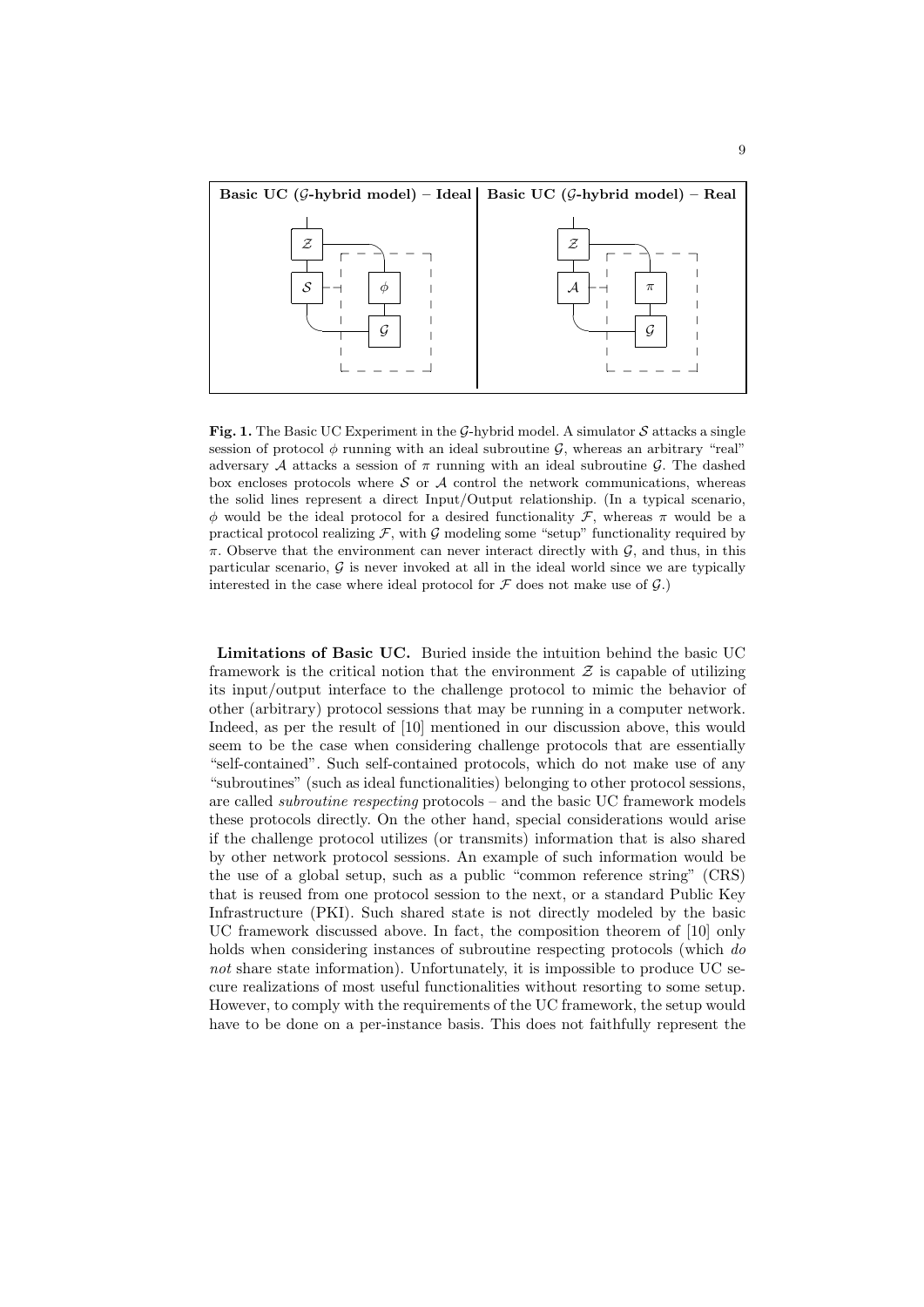**Basic UC ($\mathcal{G}$-hybrid model) – Ideal** | **Basic UC ($\mathcal{G}$-hybrid model) – Real**

**Fig. 1.** The Basic UC Experiment in the $\mathcal{G}$-hybrid model. A simulator $\mathcal{S}$ attacks a single session of protocol $\phi$ running with an ideal subroutine $\mathcal{G}$, whereas an arbitrary "real" adversary $\mathcal{A}$ attacks a session of $\pi$ running with an ideal subroutine $\mathcal{G}$. The dashed box encloses protocols where $\mathcal{S}$ or $\mathcal{A}$ control the network communications, whereas the solid lines represent a direct Input/Output relationship. (In a typical scenario, $\phi$ would be the ideal protocol for a desired functionality $\mathcal{F}$, whereas $\pi$ would be a practical protocol realizing $\mathcal{F}$, with $\mathcal{G}$ modeling some "setup" functionality required by $\pi$. Observe that the environment can never interact directly with $\mathcal{G}$, and thus, in this particular scenario, $\mathcal{G}$ is never invoked at all in the ideal world since we are typically interested in the case where ideal protocol for $\mathcal{F}$ does not make use of $\mathcal{G}$.)

**Limitations of Basic UC.** Buried inside the intuition behind the basic UC framework is the critical notion that the environment $\mathcal{Z}$ is capable of utilizing its input/output interface to the challenge protocol to mimic the behavior of other (arbitrary) protocol sessions that may be running in a computer network. Indeed, as per the result of [10] mentioned in our discussion above, this would seem to be the case when considering challenge protocols that are essentially "self-contained". Such self-contained protocols, which do not make use of any "subroutines" (such as ideal functionalities) belonging to other protocol sessions, are called *subroutine respecting* protocols – and the basic UC framework models these protocols directly. On the other hand, special considerations would arise if the challenge protocol utilizes (or transmits) information that is also shared by other network protocol sessions. An example of such information would be the use of a global setup, such as a public "common reference string" (CRS) that is reused from one protocol session to the next, or a standard Public Key Infrastructure (PKI). Such shared state is not directly modeled by the basic UC framework discussed above. In fact, the composition theorem of [10] only holds when considering instances of subroutine respecting protocols (which *do not* share state information). Unfortunately, it is impossible to produce UC secure realizations of most useful functionalities without resorting to some setup. However, to comply with the requirements of the UC framework, the setup would have to be done on a per-instance basis. This does not faithfully represent the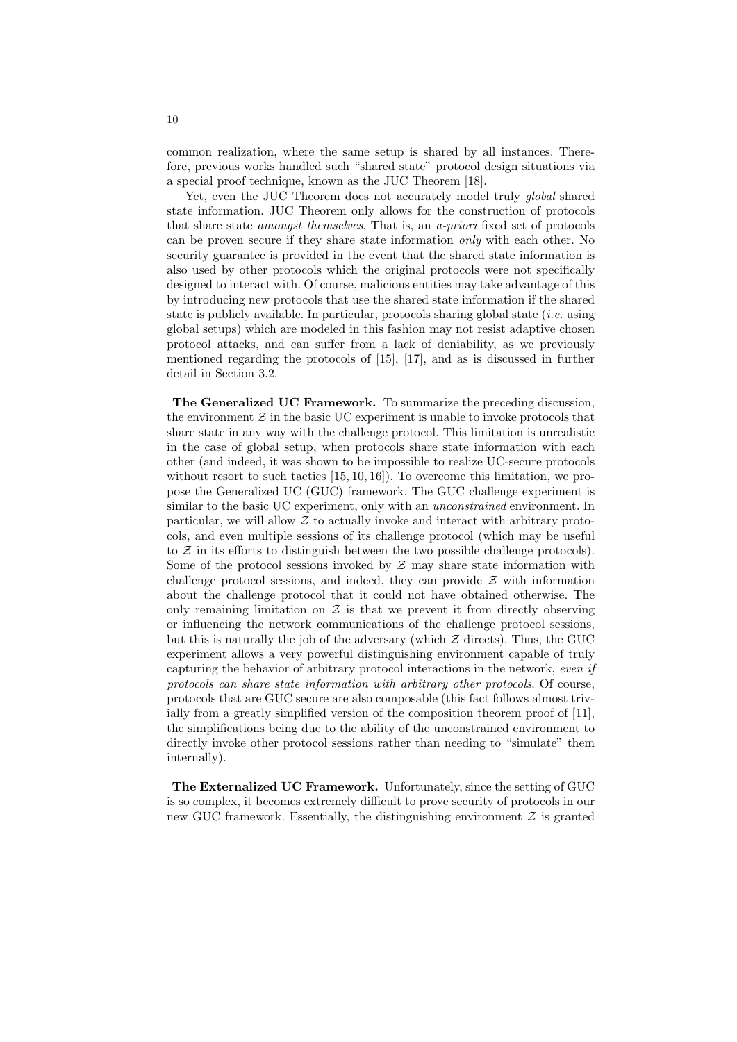common realization, where the same setup is shared by all instances. Therefore, previous works handled such "shared state" protocol design situations via a special proof technique, known as the JUC Theorem [18].

Yet, even the JUC Theorem does not accurately model truly *global* shared state information. JUC Theorem only allows for the construction of protocols that share state *amongst themselves*. That is, an *a-priori* fixed set of protocols can be proven secure if they share state information *only* with each other. No security guarantee is provided in the event that the shared state information is also used by other protocols which the original protocols were not specifically designed to interact with. Of course, malicious entities may take advantage of this by introducing new protocols that use the shared state information if the shared state is publicly available. In particular, protocols sharing global state (*i.e.* using global setups) which are modeled in this fashion may not resist adaptive chosen protocol attacks, and can suffer from a lack of deniability, as we previously mentioned regarding the protocols of [15], [17], and as is discussed in further detail in Section 3.2.

**The Generalized UC Framework.** To summarize the preceding discussion, the environment $\mathcal{Z}$ in the basic UC experiment is unable to invoke protocols that share state in any way with the challenge protocol. This limitation is unrealistic in the case of global setup, when protocols share state information with each other (and indeed, it was shown to be impossible to realize UC-secure protocols without resort to such tactics [15, 10, 16]). To overcome this limitation, we propose the Generalized UC (GUC) framework. The GUC challenge experiment is similar to the basic UC experiment, only with an *unconstrained* environment. In particular, we will allow $\mathcal{Z}$ to actually invoke and interact with arbitrary protocols, and even multiple sessions of its challenge protocol (which may be useful to $\mathcal{Z}$ in its efforts to distinguish between the two possible challenge protocols). Some of the protocol sessions invoked by $\mathcal{Z}$ may share state information with challenge protocol sessions, and indeed, they can provide $\mathcal{Z}$ with information about the challenge protocol that it could not have obtained otherwise. The only remaining limitation on $\mathcal{Z}$ is that we prevent it from directly observing or influencing the network communications of the challenge protocol sessions, but this is naturally the job of the adversary (which $\mathcal{Z}$ directs). Thus, the GUC experiment allows a very powerful distinguishing environment capable of truly capturing the behavior of arbitrary protocol interactions in the network, *even if protocols can share state information with arbitrary other protocols*. Of course, protocols that are GUC secure are also composable (this fact follows almost trivially from a greatly simplified version of the composition theorem proof of [11], the simplifications being due to the ability of the unconstrained environment to directly invoke other protocol sessions rather than needing to "simulate" them internally).

**The Externalized UC Framework.** Unfortunately, since the setting of GUC is so complex, it becomes extremely difficult to prove security of protocols in our new GUC framework. Essentially, the distinguishing environment $\mathcal{Z}$ is granted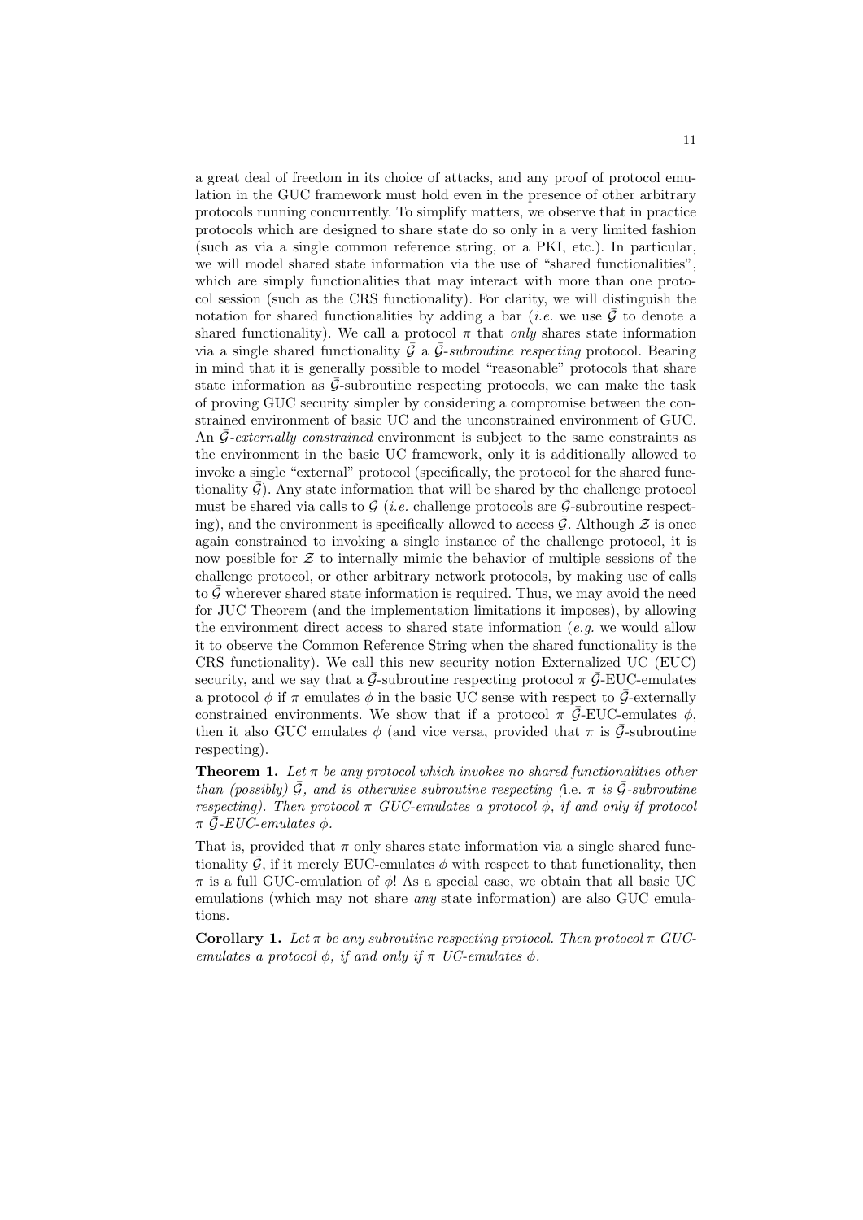a great deal of freedom in its choice of attacks, and any proof of protocol emulation in the GUC framework must hold even in the presence of other arbitrary protocols running concurrently. To simplify matters, we observe that in practice protocols which are designed to share state do so only in a very limited fashion (such as via a single common reference string, or a PKI, etc.). In particular, we will model shared state information via the use of "shared functionalities", which are simply functionalities that may interact with more than one protocol session (such as the CRS functionality). For clarity, we will distinguish the notation for shared functionalities by adding a bar (*i.e.* we use $\bar{\mathcal{G}}$ to denote a shared functionality). We call a protocol $\pi$ that *only* shares state information via a single shared functionality $\bar{\mathcal{G}}$ a $\bar{\mathcal{G}}$-*subroutine respecting* protocol. Bearing in mind that it is generally possible to model "reasonable" protocols that share state information as $\bar{\mathcal{G}}$-subroutine respecting protocols, we can make the task of proving GUC security simpler by considering a compromise between the constrained environment of basic UC and the unconstrained environment of GUC. An $\bar{\mathcal{G}}$-*externally constrained* environment is subject to the same constraints as the environment in the basic UC framework, only it is additionally allowed to invoke a single "external" protocol (specifically, the protocol for the shared functionality $\bar{\mathcal{G}}$). Any state information that will be shared by the challenge protocol must be shared via calls to $\bar{\mathcal{G}}$ (*i.e.* challenge protocols are $\bar{\mathcal{G}}$-subroutine respecting), and the environment is specifically allowed to access $\bar{\mathcal{G}}$. Although $\mathcal{Z}$ is once again constrained to invoking a single instance of the challenge protocol, it is now possible for $\mathcal{Z}$ to internally mimic the behavior of multiple sessions of the challenge protocol, or other arbitrary network protocols, by making use of calls to $\bar{\mathcal{G}}$ wherever shared state information is required. Thus, we may avoid the need for JUC Theorem (and the implementation limitations it imposes), by allowing the environment direct access to shared state information (*e.g.* we would allow it to observe the Common Reference String when the shared functionality is the CRS functionality). We call this new security notion Externalized UC (EUC) security, and we say that a $\bar{\mathcal{G}}$-subroutine respecting protocol $\pi$ $\bar{\mathcal{G}}$-EUC-emulates a protocol $\phi$ if $\pi$ emulates $\phi$ in the basic UC sense with respect to $\bar{\mathcal{G}}$-externally constrained environments. We show that if a protocol $\pi$ $\bar{\mathcal{G}}$-EUC-emulates $\phi$, then it also GUC emulates $\phi$ (and vice versa, provided that $\pi$ is $\bar{\mathcal{G}}$-subroutine respecting).

**Theorem 1.** *Let $\pi$ be any protocol which invokes no shared functionalities other than (possibly) $\bar{\mathcal{G}}$, and is otherwise subroutine respecting (*i.e. *$\pi$ is $\bar{\mathcal{G}}$-subroutine respecting). Then protocol $\pi$ GUC-emulates a protocol $\phi$, if and only if protocol $\pi$ $\bar{\mathcal{G}}$-EUC-emulates $\phi$.*

That is, provided that $\pi$ only shares state information via a single shared functionality $\bar{\mathcal{G}}$, if it merely EUC-emulates $\phi$ with respect to that functionality, then $\pi$ is a full GUC-emulation of $\phi$! As a special case, we obtain that all basic UC emulations (which may not share *any* state information) are also GUC emulations.

**Corollary 1.** *Let $\pi$ be any subroutine respecting protocol. Then protocol $\pi$ GUC-emulates a protocol $\phi$, if and only if $\pi$ UC-emulates $\phi$.*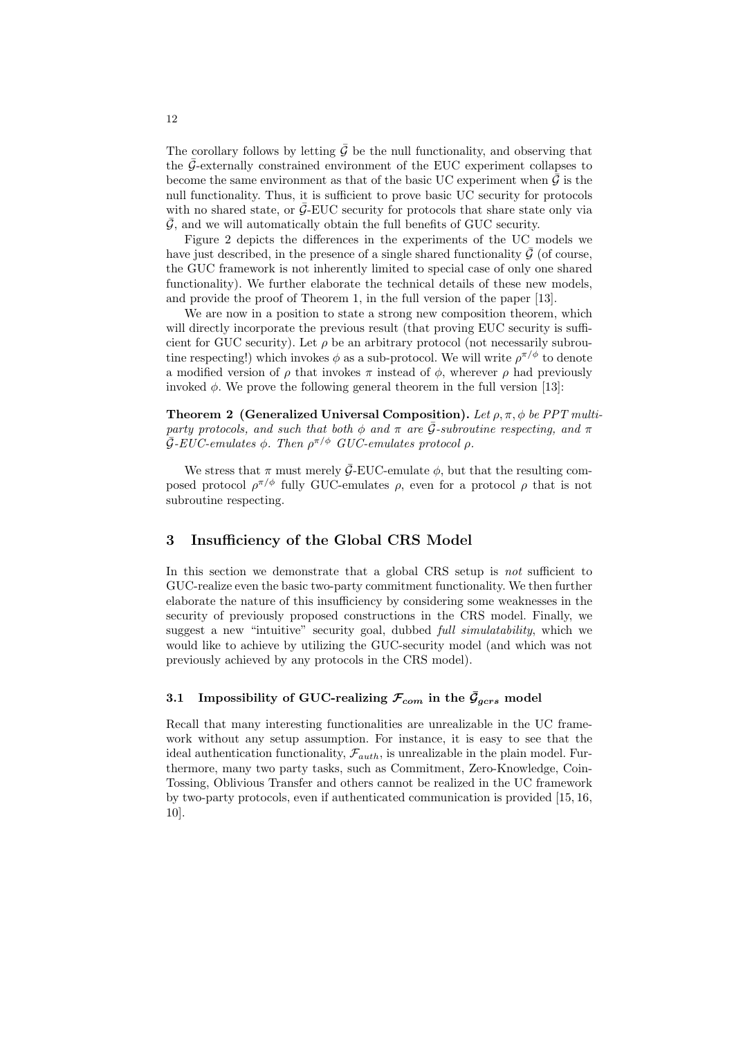The corollary follows by letting $\bar{\mathcal{G}}$ be the null functionality, and observing that the $\bar{\mathcal{G}}$-externally constrained environment of the EUC experiment collapses to become the same environment as that of the basic UC experiment when $\bar{\mathcal{G}}$ is the null functionality. Thus, it is sufficient to prove basic UC security for protocols with no shared state, or $\bar{\mathcal{G}}$-EUC security for protocols that share state only via $\bar{\mathcal{G}}$, and we will automatically obtain the full benefits of GUC security.

Figure 2 depicts the differences in the experiments of the UC models we have just described, in the presence of a single shared functionality $\bar{\mathcal{G}}$ (of course, the GUC framework is not inherently limited to special case of only one shared functionality). We further elaborate the technical details of these new models, and provide the proof of Theorem 1, in the full version of the paper [13].

We are now in a position to state a strong new composition theorem, which will directly incorporate the previous result (that proving EUC security is sufficient for GUC security). Let $\rho$ be an arbitrary protocol (not necessarily subroutine respecting!) which invokes $\phi$ as a sub-protocol. We will write $\rho^{\pi/\phi}$ to denote a modified version of $\rho$ that invokes $\pi$ instead of $\phi$, wherever $\rho$ had previously invoked $\phi$. We prove the following general theorem in the full version [13]:

**Theorem 2 (Generalized Universal Composition).** *Let $\rho, \pi, \phi$ be PPT multi-party protocols, and such that both $\phi$ and $\pi$ are $\bar{\mathcal{G}}$-subroutine respecting, and $\pi$ $\bar{\mathcal{G}}$-EUC-emulates $\phi$. Then $\rho^{\pi/\phi}$ GUC-emulates protocol $\rho$.*

We stress that $\pi$ must merely $\bar{\mathcal{G}}$-EUC-emulate $\phi$, but that the resulting composed protocol $\rho^{\pi/\phi}$ fully GUC-emulates $\rho$, even for a protocol $\rho$ that is not subroutine respecting.

## 3 Insufficiency of the Global CRS Model

In this section we demonstrate that a global CRS setup is *not* sufficient to GUC-realize even the basic two-party commitment functionality. We then further elaborate the nature of this insufficiency by considering some weaknesses in the security of previously proposed constructions in the CRS model. Finally, we suggest a new "intuitive" security goal, dubbed *full simulatability*, which we would like to achieve by utilizing the GUC-security model (and which was not previously achieved by any protocols in the CRS model).

### 3.1 Impossibility of GUC-realizing $\mathcal{F}_{com}$ in the $\bar{\mathcal{G}}_{gcrs}$ model

Recall that many interesting functionalities are unrealizable in the UC framework without any setup assumption. For instance, it is easy to see that the ideal authentication functionality, $\mathcal{F}_{auth}$, is unrealizable in the plain model. Furthermore, many two party tasks, such as Commitment, Zero-Knowledge, Coin-Tossing, Oblivious Transfer and others cannot be realized in the UC framework by two-party protocols, even if authenticated communication is provided [15, 16, 10].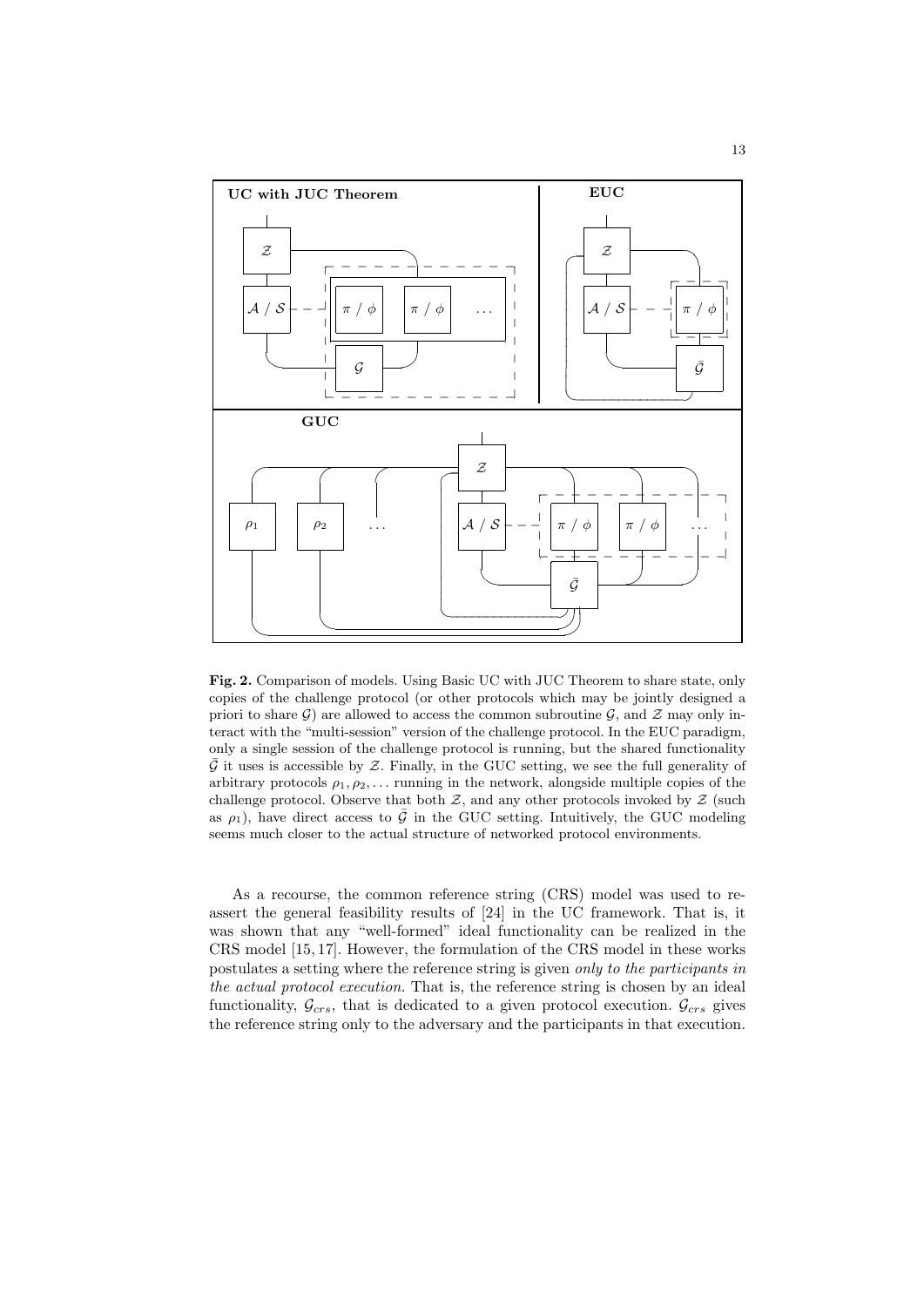**Fig. 2.** Comparison of models. Using Basic UC with JUC Theorem to share state, only copies of the challenge protocol (or other protocols which may be jointly designed a priori to share $\mathcal{G}$) are allowed to access the common subroutine $\mathcal{G}$, and $\mathcal{Z}$ may only interact with the "multi-session" version of the challenge protocol. In the EUC paradigm, only a single session of the challenge protocol is running, but the shared functionality $\bar{\mathcal{G}}$ it uses is accessible by $\mathcal{Z}$. Finally, in the GUC setting, we see the full generality of arbitrary protocols $\rho_1, \rho_2, \ldots$ running in the network, alongside multiple copies of the challenge protocol. Observe that both $\mathcal{Z}$, and any other protocols invoked by $\mathcal{Z}$ (such as $\rho_1$), have direct access to $\bar{\mathcal{G}}$ in the GUC setting. Intuitively, the GUC modeling seems much closer to the actual structure of networked protocol environments.

As a recourse, the common reference string (CRS) model was used to re-assert the general feasibility results of [24] in the UC framework. That is, it was shown that any "well-formed" ideal functionality can be realized in the CRS model [15, 17]. However, the formulation of the CRS model in these works postulates a setting where the reference string is given *only to the participants in the actual protocol execution.* That is, the reference string is chosen by an ideal functionality, $\mathcal{G}_{crs}$, that is dedicated to a given protocol execution. $\mathcal{G}_{crs}$ gives the reference string only to the adversary and the participants in that execution.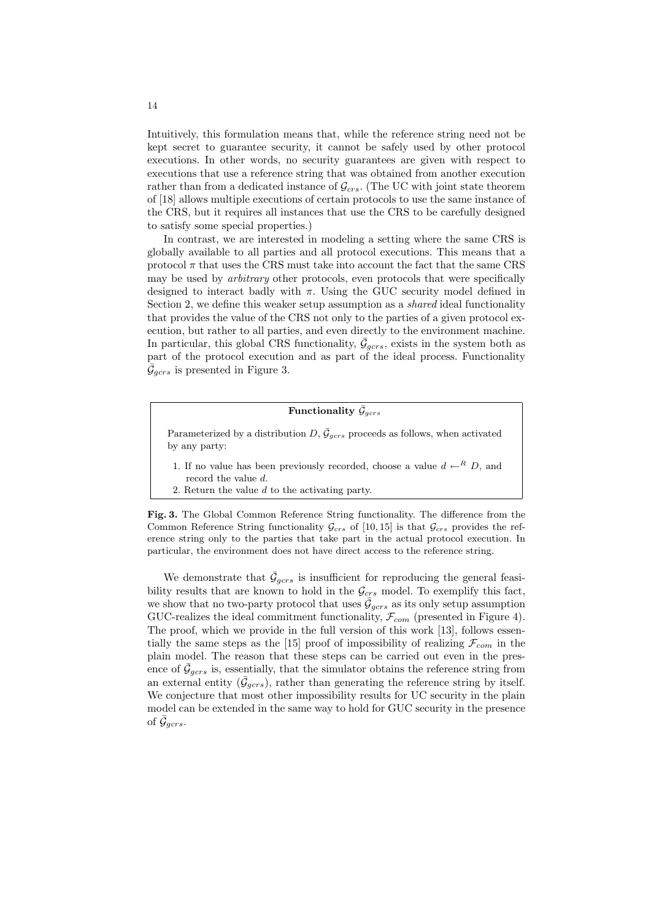Intuitively, this formulation means that, while the reference string need not be kept secret to guarantee security, it cannot be safely used by other protocol executions. In other words, no security guarantees are given with respect to executions that use a reference string that was obtained from another execution rather than from a dedicated instance of $\mathcal{G}_{crs}$. (The UC with joint state theorem of [18] allows multiple executions of certain protocols to use the same instance of the CRS, but it requires all instances that use the CRS to be carefully designed to satisfy some special properties.)

In contrast, we are interested in modeling a setting where the same CRS is globally available to all parties and all protocol executions. This means that a protocol $\pi$ that uses the CRS must take into account the fact that the same CRS may be used by *arbitrary* other protocols, even protocols that were specifically designed to interact badly with $\pi$. Using the GUC security model defined in Section 2, we define this weaker setup assumption as a *shared* ideal functionality that provides the value of the CRS not only to the parties of a given protocol execution, but rather to all parties, and even directly to the environment machine. In particular, this global CRS functionality, $\bar{\mathcal{G}}_{gcrs}$, exists in the system both as part of the protocol execution and as part of the ideal process. Functionality $\bar{\mathcal{G}}_{gcrs}$ is presented in Figure 3.

**Functionality $\bar{\mathcal{G}}_{gcrs}$**

Parameterized by a distribution $D$, $\bar{\mathcal{G}}_{gcrs}$ proceeds as follows, when activated by any party:

1. If no value has been previously recorded, choose a value $d \leftarrow^{R} D$, and record the value $d$.
2. Return the value $d$ to the activating party.

**Fig. 3.** The Global Common Reference String functionality. The difference from the Common Reference String functionality $\mathcal{G}_{crs}$ of [10, 15] is that $\mathcal{G}_{crs}$ provides the reference string only to the parties that take part in the actual protocol execution. In particular, the environment does not have direct access to the reference string.

We demonstrate that $\bar{\mathcal{G}}_{gcrs}$ is insufficient for reproducing the general feasibility results that are known to hold in the $\mathcal{G}_{crs}$ model. To exemplify this fact, we show that no two-party protocol that uses $\bar{\mathcal{G}}_{gcrs}$ as its only setup assumption GUC-realizes the ideal commitment functionality, $\mathcal{F}_{com}$ (presented in Figure 4). The proof, which we provide in the full version of this work [13], follows essentially the same steps as the [15] proof of impossibility of realizing $\mathcal{F}_{com}$ in the plain model. The reason that these steps can be carried out even in the presence of $\bar{\mathcal{G}}_{gcrs}$ is, essentially, that the simulator obtains the reference string from an external entity ($\bar{\mathcal{G}}_{gcrs}$), rather than generating the reference string by itself. We conjecture that most other impossibility results for UC security in the plain model can be extended in the same way to hold for GUC security in the presence of $\bar{\mathcal{G}}_{gcrs}$.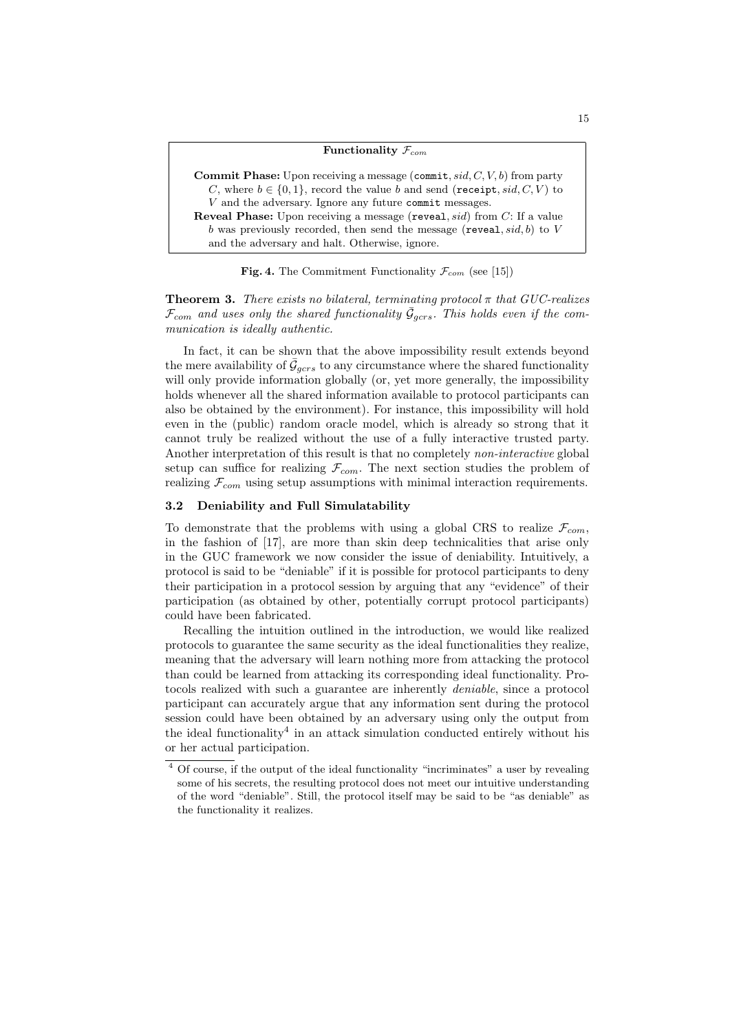**Functionality $\mathcal{F}_{com}$**

**Commit Phase:** Upon receiving a message $(\texttt{commit}, sid, C, V, b)$ from party $C$, where $b \in \{0, 1\}$, record the value $b$ and send $(\texttt{receipt}, sid, C, V)$ to $V$ and the adversary. Ignore any future commit messages.

**Reveal Phase:** Upon receiving a message $(\texttt{reveal}, sid)$ from $C$: If a value $b$ was previously recorded, then send the message $(\texttt{reveal}, sid, b)$ to $V$ and the adversary and halt. Otherwise, ignore.

**Fig. 4.** The Commitment Functionality $\mathcal{F}_{com}$ (see [15])

**Theorem 3.** *There exists no bilateral, terminating protocol $\pi$ that GUC-realizes $\mathcal{F}_{com}$ and uses only the shared functionality $\bar{\mathcal{G}}_{gcrs}$. This holds even if the communication is ideally authentic.*

In fact, it can be shown that the above impossibility result extends beyond the mere availability of $\bar{\mathcal{G}}_{gcrs}$ to any circumstance where the shared functionality will only provide information globally (or, yet more generally, the impossibility holds whenever all the shared information available to protocol participants can also be obtained by the environment). For instance, this impossibility will hold even in the (public) random oracle model, which is already so strong that it cannot truly be realized without the use of a fully interactive trusted party. Another interpretation of this result is that no completely *non-interactive* global setup can suffice for realizing $\mathcal{F}_{com}$. The next section studies the problem of realizing $\mathcal{F}_{com}$ using setup assumptions with minimal interaction requirements.

### 3.2 Deniability and Full Simulatability

To demonstrate that the problems with using a global CRS to realize $\mathcal{F}_{com}$, in the fashion of [17], are more than skin deep technicalities that arise only in the GUC framework we now consider the issue of deniability. Intuitively, a protocol is said to be "deniable" if it is possible for protocol participants to deny their participation in a protocol session by arguing that any "evidence" of their participation (as obtained by other, potentially corrupt protocol participants) could have been fabricated.

Recalling the intuition outlined in the introduction, we would like realized protocols to guarantee the same security as the ideal functionalities they realize, meaning that the adversary will learn nothing more from attacking the protocol than could be learned from attacking its corresponding ideal functionality. Protocols realized with such a guarantee are inherently *deniable*, since a protocol participant can accurately argue that any information sent during the protocol session could have been obtained by an adversary using only the output from the ideal functionality[4] in an attack simulation conducted entirely without his or her actual participation.

[4] Of course, if the output of the ideal functionality "incriminates" a user by revealing some of his secrets, the resulting protocol does not meet our intuitive understanding of the word "deniable". Still, the protocol itself may be said to be "as deniable" as the functionality it realizes.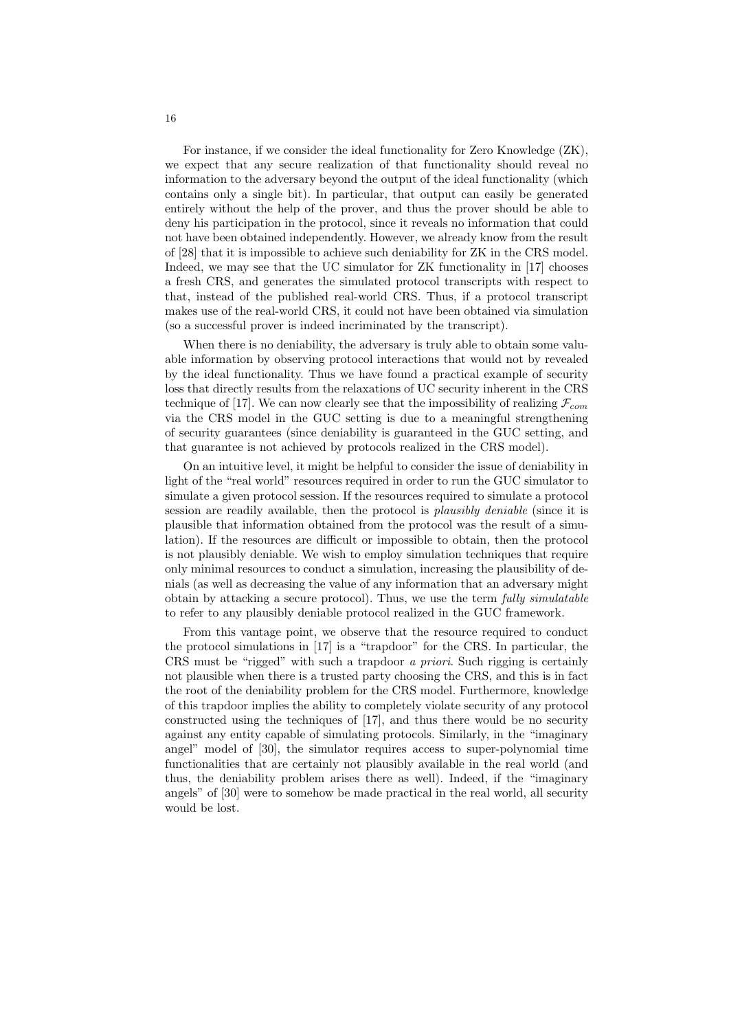For instance, if we consider the ideal functionality for Zero Knowledge (ZK), we expect that any secure realization of that functionality should reveal no information to the adversary beyond the output of the ideal functionality (which contains only a single bit). In particular, that output can easily be generated entirely without the help of the prover, and thus the prover should be able to deny his participation in the protocol, since it reveals no information that could not have been obtained independently. However, we already know from the result of [28] that it is impossible to achieve such deniability for ZK in the CRS model. Indeed, we may see that the UC simulator for ZK functionality in [17] chooses a fresh CRS, and generates the simulated protocol transcripts with respect to that, instead of the published real-world CRS. Thus, if a protocol transcript makes use of the real-world CRS, it could not have been obtained via simulation (so a successful prover is indeed incriminated by the transcript).

When there is no deniability, the adversary is truly able to obtain some valuable information by observing protocol interactions that would not by revealed by the ideal functionality. Thus we have found a practical example of security loss that directly results from the relaxations of UC security inherent in the CRS technique of [17]. We can now clearly see that the impossibility of realizing $\mathcal{F}_{com}$ via the CRS model in the GUC setting is due to a meaningful strengthening of security guarantees (since deniability is guaranteed in the GUC setting, and that guarantee is not achieved by protocols realized in the CRS model).

On an intuitive level, it might be helpful to consider the issue of deniability in light of the "real world" resources required in order to run the GUC simulator to simulate a given protocol session. If the resources required to simulate a protocol session are readily available, then the protocol is *plausibly deniable* (since it is plausible that information obtained from the protocol was the result of a simulation). If the resources are difficult or impossible to obtain, then the protocol is not plausibly deniable. We wish to employ simulation techniques that require only minimal resources to conduct a simulation, increasing the plausibility of denials (as well as decreasing the value of any information that an adversary might obtain by attacking a secure protocol). Thus, we use the term *fully simulatable* to refer to any plausibly deniable protocol realized in the GUC framework.

From this vantage point, we observe that the resource required to conduct the protocol simulations in [17] is a "trapdoor" for the CRS. In particular, the CRS must be "rigged" with such a trapdoor *a priori*. Such rigging is certainly not plausible when there is a trusted party choosing the CRS, and this is in fact the root of the deniability problem for the CRS model. Furthermore, knowledge of this trapdoor implies the ability to completely violate security of any protocol constructed using the techniques of [17], and thus there would be no security against any entity capable of simulating protocols. Similarly, in the "imaginary angel" model of [30], the simulator requires access to super-polynomial time functionalities that are certainly not plausibly available in the real world (and thus, the deniability problem arises there as well). Indeed, if the "imaginary angels" of [30] were to somehow be made practical in the real world, all security would be lost.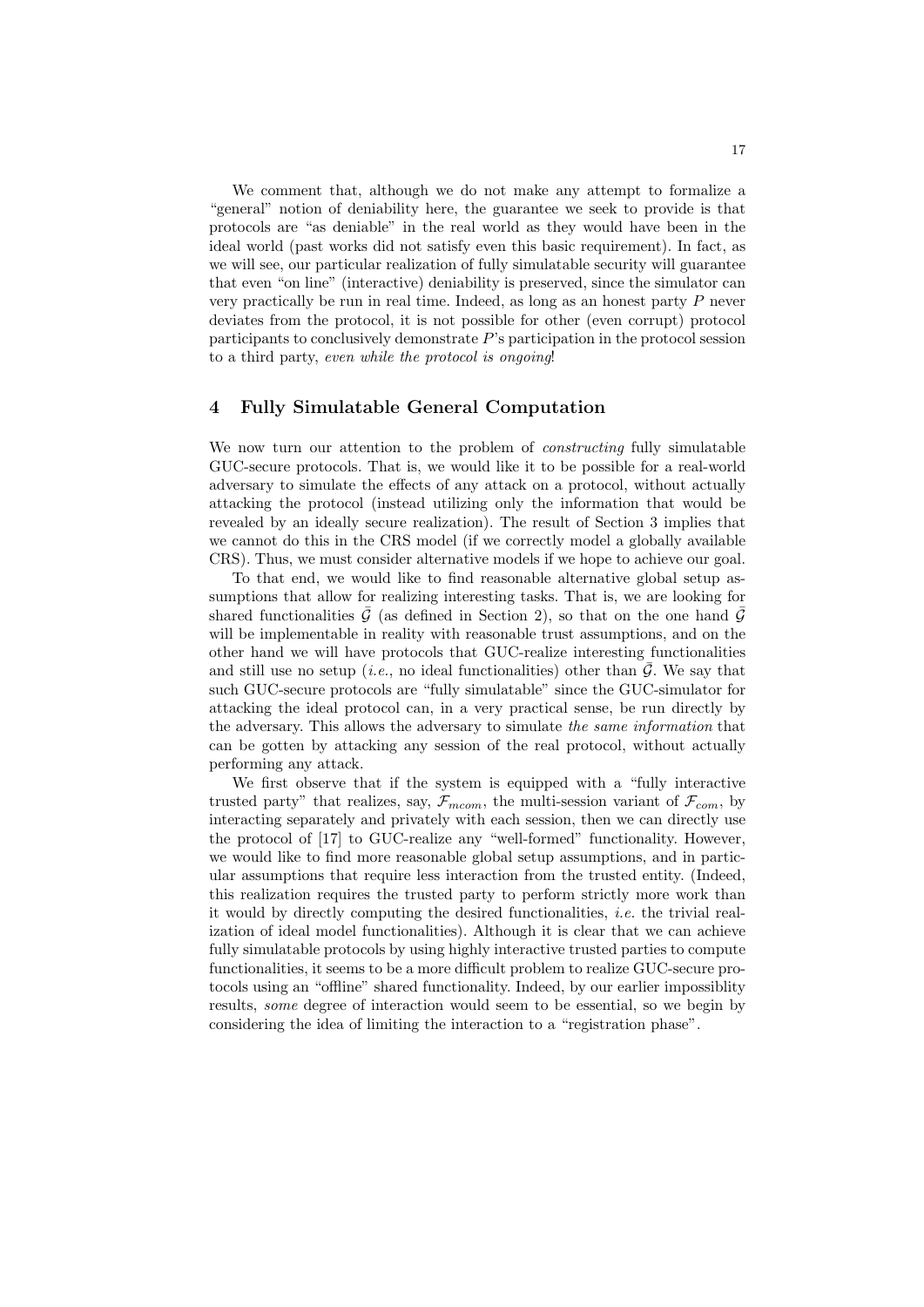We comment that, although we do not make any attempt to formalize a "general" notion of deniability here, the guarantee we seek to provide is that protocols are "as deniable" in the real world as they would have been in the ideal world (past works did not satisfy even this basic requirement). In fact, as we will see, our particular realization of fully simulatable security will guarantee that even "on line" (interactive) deniability is preserved, since the simulator can very practically be run in real time. Indeed, as long as an honest party $P$ never deviates from the protocol, it is not possible for other (even corrupt) protocol participants to conclusively demonstrate $P$'s participation in the protocol session to a third party, *even while the protocol is ongoing*!

## 4 Fully Simulatable General Computation

We now turn our attention to the problem of *constructing* fully simulatable GUC-secure protocols. That is, we would like it to be possible for a real-world adversary to simulate the effects of any attack on a protocol, without actually attacking the protocol (instead utilizing only the information that would be revealed by an ideally secure realization). The result of Section 3 implies that we cannot do this in the CRS model (if we correctly model a globally available CRS). Thus, we must consider alternative models if we hope to achieve our goal.

To that end, we would like to find reasonable alternative global setup assumptions that allow for realizing interesting tasks. That is, we are looking for shared functionalities $\bar{\mathcal{G}}$ (as defined in Section 2), so that on the one hand $\bar{\mathcal{G}}$ will be implementable in reality with reasonable trust assumptions, and on the other hand we will have protocols that GUC-realize interesting functionalities and still use no setup (*i.e.*, no ideal functionalities) other than $\bar{\mathcal{G}}$. We say that such GUC-secure protocols are "fully simulatable" since the GUC-simulator for attacking the ideal protocol can, in a very practical sense, be run directly by the adversary. This allows the adversary to simulate *the same information* that can be gotten by attacking any session of the real protocol, without actually performing any attack.

We first observe that if the system is equipped with a "fully interactive trusted party" that realizes, say, $\mathcal{F}_{mcom}$, the multi-session variant of $\mathcal{F}_{com}$, by interacting separately and privately with each session, then we can directly use the protocol of [17] to GUC-realize any "well-formed" functionality. However, we would like to find more reasonable global setup assumptions, and in particular assumptions that require less interaction from the trusted entity. (Indeed, this realization requires the trusted party to perform strictly more work than it would by directly computing the desired functionalities, *i.e.* the trivial realization of ideal model functionalities). Although it is clear that we can achieve fully simulatable protocols by using highly interactive trusted parties to compute functionalities, it seems to be a more difficult problem to realize GUC-secure protocols using an "offline" shared functionality. Indeed, by our earlier impossiblity results, *some* degree of interaction would seem to be essential, so we begin by considering the idea of limiting the interaction to a "registration phase".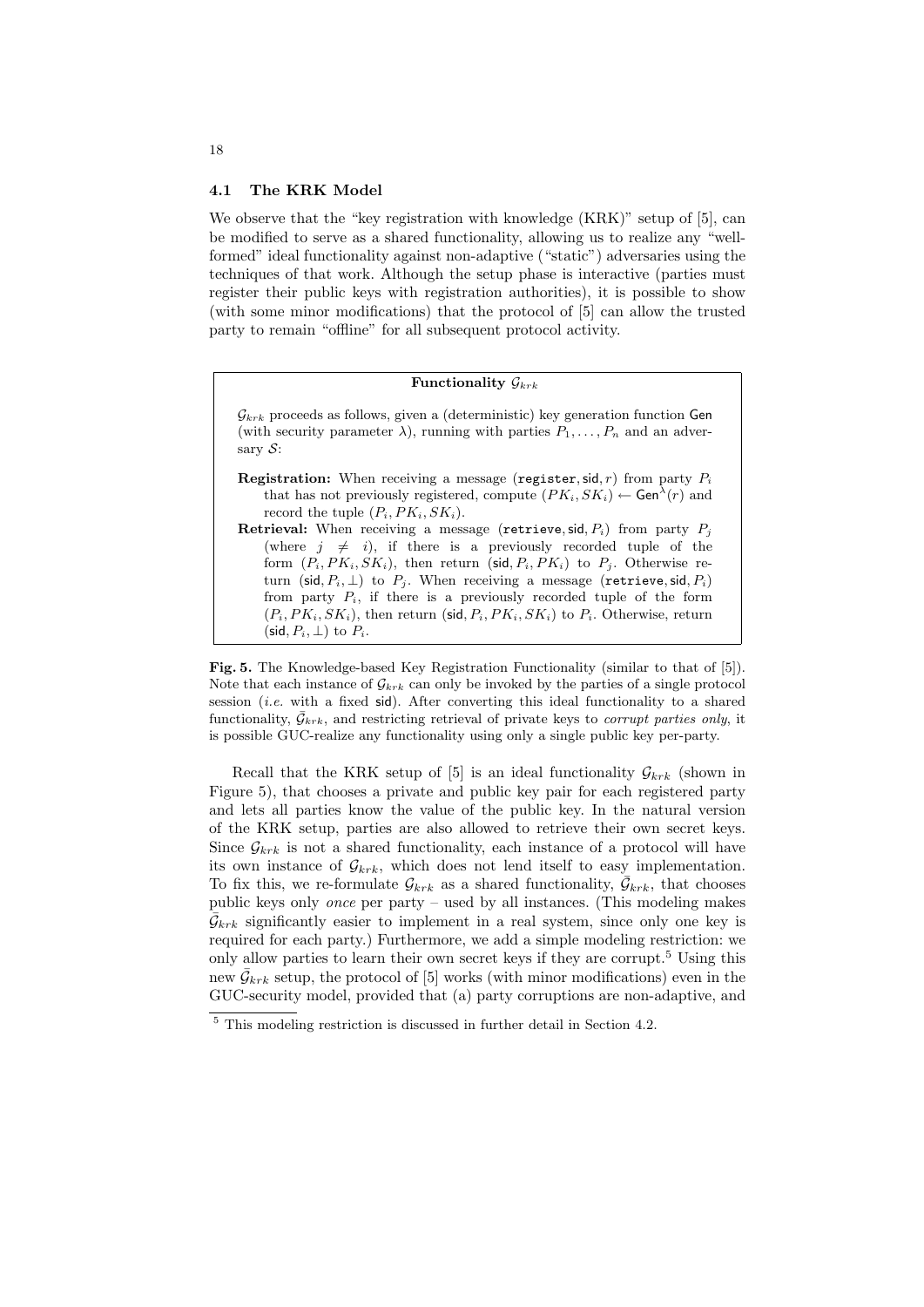### 4.1 The KRK Model

We observe that the "key registration with knowledge (KRK)" setup of [5], can be modified to serve as a shared functionality, allowing us to realize any "well-formed" ideal functionality against non-adaptive ("static") adversaries using the techniques of that work. Although the setup phase is interactive (parties must register their public keys with registration authorities), it is possible to show (with some minor modifications) that the protocol of [5] can allow the trusted party to remain "offline" for all subsequent protocol activity.

> **Functionality $\mathcal{G}_{krk}$**
>
> $\mathcal{G}_{krk}$ proceeds as follows, given a (deterministic) key generation function $\mathsf{Gen}$ (with security parameter $\lambda$), running with parties $P_1, \ldots, P_n$ and an adversary $\mathcal{S}$:
>
> **Registration:** When receiving a message ($\texttt{register}, \mathsf{sid}, r$) from party $P_i$ that has not previously registered, compute $(PK_i, SK_i) \leftarrow \mathsf{Gen}^{\lambda}(r)$ and record the tuple $(P_i, PK_i, SK_i)$.
>
> **Retrieval:** When receiving a message ($\texttt{retrieve}, \mathsf{sid}, P_i$) from party $P_j$ (where $j \neq i$), if there is a previously recorded tuple of the form $(P_i, PK_i, SK_i)$, then return $(\mathsf{sid}, P_i, PK_i)$ to $P_j$. Otherwise return $(\mathsf{sid}, P_i, \bot)$ to $P_j$. When receiving a message ($\texttt{retrieve}, \mathsf{sid}, P_i$) from party $P_i$, if there is a previously recorded tuple of the form $(P_i, PK_i, SK_i)$, then return $(\mathsf{sid}, P_i, PK_i, SK_i)$ to $P_i$. Otherwise, return $(\mathsf{sid}, P_i, \bot)$ to $P_i$.

**Fig. 5.** The Knowledge-based Key Registration Functionality (similar to that of [5]). Note that each instance of $\mathcal{G}_{krk}$ can only be invoked by the parties of a single protocol session (*i.e.* with a fixed $\mathsf{sid}$). After converting this ideal functionality to a shared functionality, $\bar{\mathcal{G}}_{krk}$, and restricting retrieval of private keys to *corrupt parties only*, it is possible GUC-realize any functionality using only a single public key per-party.

Recall that the KRK setup of [5] is an ideal functionality $\mathcal{G}_{krk}$ (shown in Figure 5), that chooses a private and public key pair for each registered party and lets all parties know the value of the public key. In the natural version of the KRK setup, parties are also allowed to retrieve their own secret keys. Since $\mathcal{G}_{krk}$ is not a shared functionality, each instance of a protocol will have its own instance of $\mathcal{G}_{krk}$, which does not lend itself to easy implementation. To fix this, we re-formulate $\mathcal{G}_{krk}$ as a shared functionality, $\bar{\mathcal{G}}_{krk}$, that chooses public keys only *once* per party – used by all instances. (This modeling makes $\bar{\mathcal{G}}_{krk}$ significantly easier to implement in a real system, since only one key is required for each party.) Furthermore, we add a simple modeling restriction: we only allow parties to learn their own secret keys if they are corrupt.[5] Using this new $\bar{\mathcal{G}}_{krk}$ setup, the protocol of [5] works (with minor modifications) even in the GUC-security model, provided that (a) party corruptions are non-adaptive, and

[5] This modeling restriction is discussed in further detail in Section 4.2.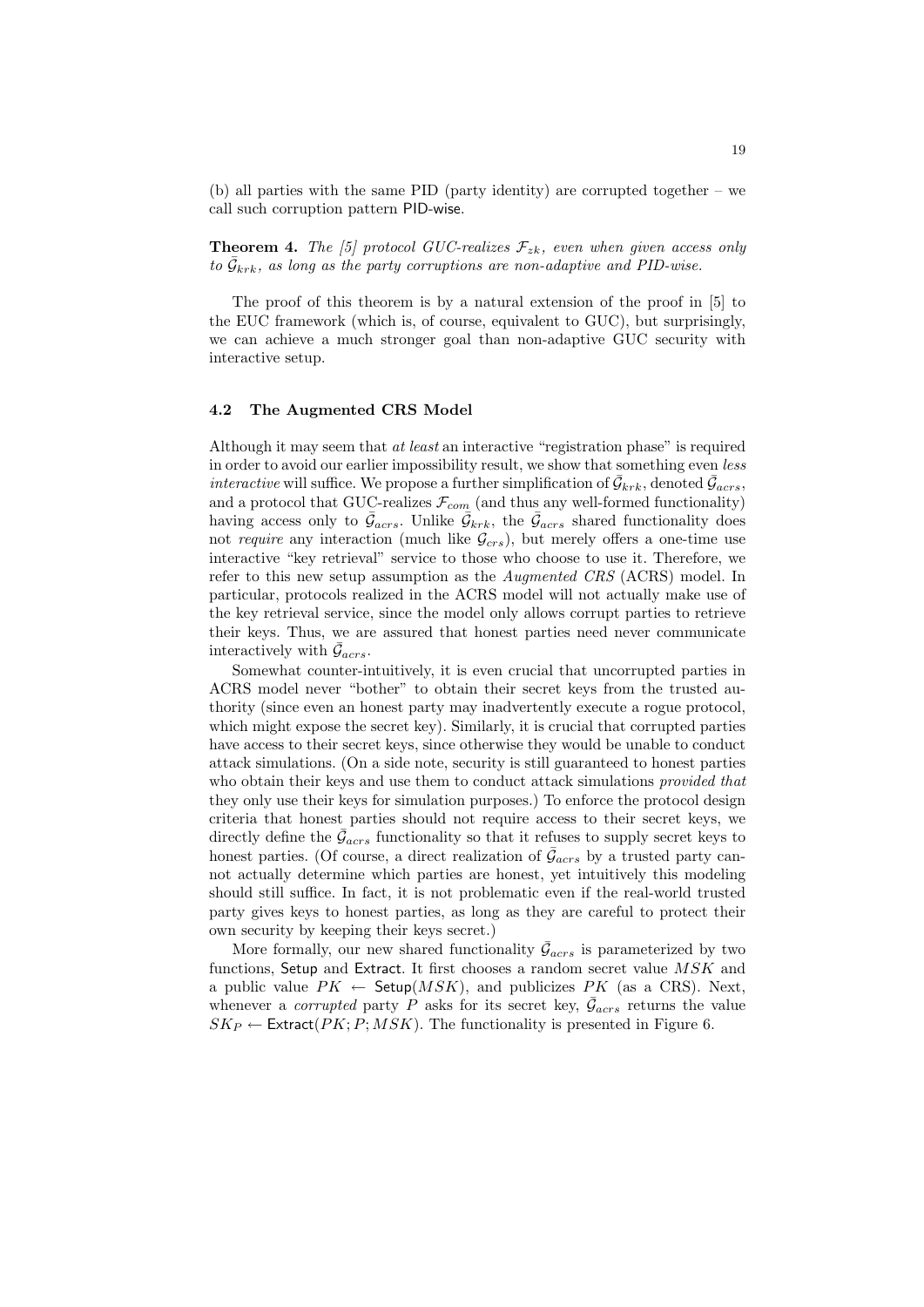(b) all parties with the same PID (party identity) are corrupted together – we call such corruption pattern PID-wise.

**Theorem 4.** *The [5] protocol GUC-realizes $\mathcal{F}_{zk}$, even when given access only to $\bar{\mathcal{G}}_{krk}$, as long as the party corruptions are non-adaptive and PID-wise.*

The proof of this theorem is by a natural extension of the proof in [5] to the EUC framework (which is, of course, equivalent to GUC), but surprisingly, we can achieve a much stronger goal than non-adaptive GUC security with interactive setup.

### 4.2 The Augmented CRS Model

Although it may seem that *at least* an interactive "registration phase" is required in order to avoid our earlier impossibility result, we show that something even *less interactive* will suffice. We propose a further simplification of $\bar{\mathcal{G}}_{krk}$, denoted $\bar{\mathcal{G}}_{acrs}$, and a protocol that GUC-realizes $\mathcal{F}_{com}$ (and thus any well-formed functionality) having access only to $\bar{\mathcal{G}}_{acrs}$. Unlike $\bar{\mathcal{G}}_{krk}$, the $\bar{\mathcal{G}}_{acrs}$ shared functionality does not *require* any interaction (much like $\mathcal{G}_{crs}$), but merely offers a one-time use interactive "key retrieval" service to those who choose to use it. Therefore, we refer to this new setup assumption as the *Augmented CRS* (ACRS) model. In particular, protocols realized in the ACRS model will not actually make use of the key retrieval service, since the model only allows corrupt parties to retrieve their keys. Thus, we are assured that honest parties need never communicate interactively with $\bar{\mathcal{G}}_{acrs}$.

Somewhat counter-intuitively, it is even crucial that uncorrupted parties in ACRS model never "bother" to obtain their secret keys from the trusted authority (since even an honest party may inadvertently execute a rogue protocol, which might expose the secret key). Similarly, it is crucial that corrupted parties have access to their secret keys, since otherwise they would be unable to conduct attack simulations. (On a side note, security is still guaranteed to honest parties who obtain their keys and use them to conduct attack simulations *provided that* they only use their keys for simulation purposes.) To enforce the protocol design criteria that honest parties should not require access to their secret keys, we directly define the $\bar{\mathcal{G}}_{acrs}$ functionality so that it refuses to supply secret keys to honest parties. (Of course, a direct realization of $\bar{\mathcal{G}}_{acrs}$ by a trusted party cannot actually determine which parties are honest, yet intuitively this modeling should still suffice. In fact, it is not problematic even if the real-world trusted party gives keys to honest parties, as long as they are careful to protect their own security by keeping their keys secret.)

More formally, our new shared functionality $\bar{\mathcal{G}}_{acrs}$ is parameterized by two functions, Setup and Extract. It first chooses a random secret value $MSK$ and a public value $PK \leftarrow \mathsf{Setup}(MSK)$, and publicizes $PK$ (as a CRS). Next, whenever a *corrupted* party $P$ asks for its secret key, $\bar{\mathcal{G}}_{acrs}$ returns the value $SK_P \leftarrow \mathsf{Extract}(PK; P; MSK)$. The functionality is presented in Figure 6.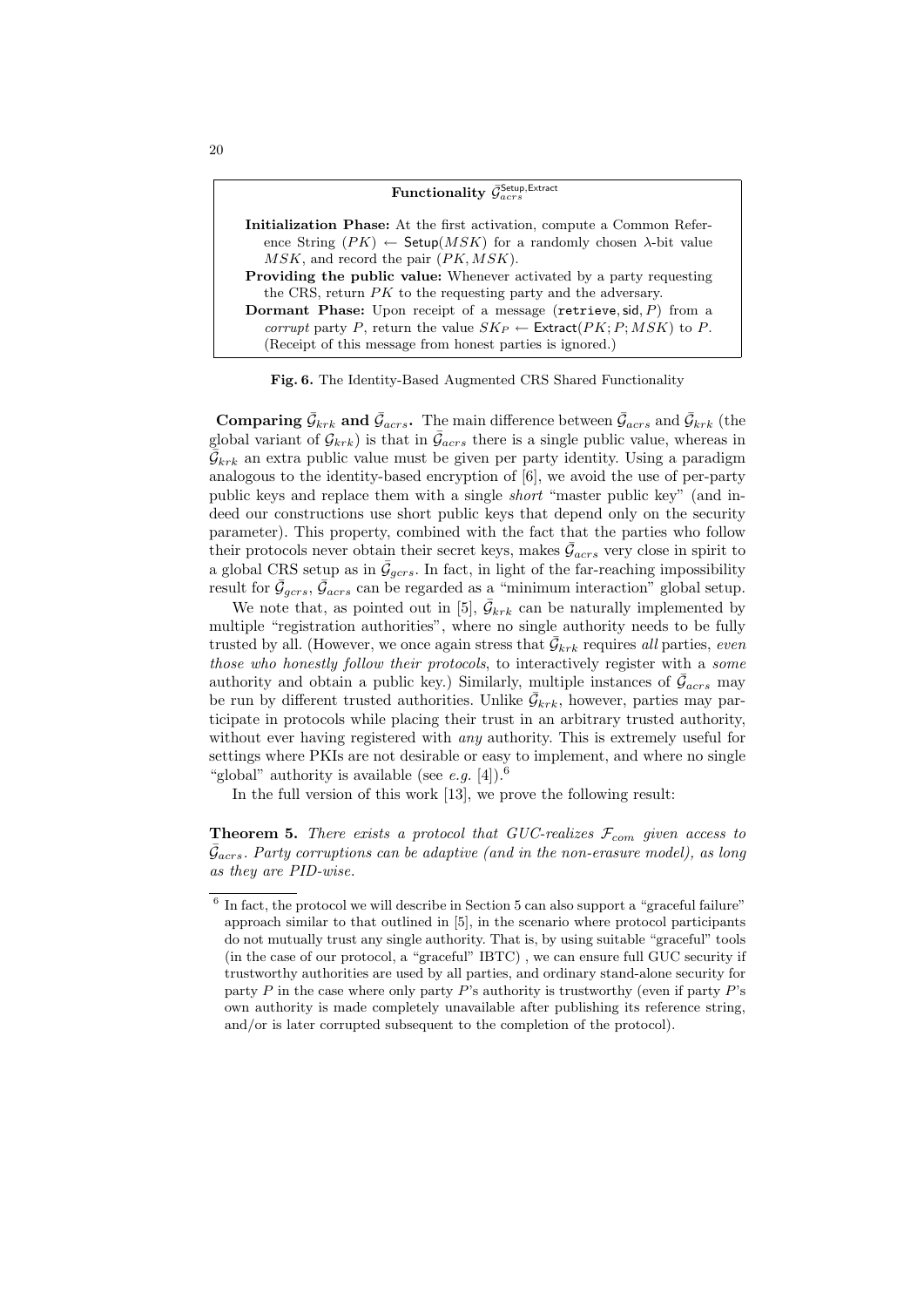**Functionality $\bar{\mathcal{G}}_{acrs}^{\mathsf{Setup},\mathsf{Extract}}$**

**Initialization Phase:** At the first activation, compute a Common Reference String $(PK) \leftarrow \mathsf{Setup}(MSK)$ for a randomly chosen $\lambda$-bit value $MSK$, and record the pair $(PK, MSK)$.

**Providing the public value:** Whenever activated by a party requesting the CRS, return $PK$ to the requesting party and the adversary.

**Dormant Phase:** Upon receipt of a message $(\mathtt{retrieve}, \mathsf{sid}, P)$ from a *corrupt* party $P$, return the value $SK_P \leftarrow \mathsf{Extract}(PK; P; MSK)$ to $P$. (Receipt of this message from honest parties is ignored.)

**Fig. 6.** The Identity-Based Augmented CRS Shared Functionality

**Comparing $\bar{\mathcal{G}}_{krk}$ and $\bar{\mathcal{G}}_{acrs}$.** The main difference between $\bar{\mathcal{G}}_{acrs}$ and $\bar{\mathcal{G}}_{krk}$ (the global variant of $\mathcal{G}_{krk}$) is that in $\bar{\mathcal{G}}_{acrs}$ there is a single public value, whereas in $\bar{\mathcal{G}}_{krk}$ an extra public value must be given per party identity. Using a paradigm analogous to the identity-based encryption of [6], we avoid the use of per-party public keys and replace them with a single *short* "master public key" (and indeed our constructions use short public keys that depend only on the security parameter). This property, combined with the fact that the parties who follow their protocols never obtain their secret keys, makes $\bar{\mathcal{G}}_{acrs}$ very close in spirit to a global CRS setup as in $\bar{\mathcal{G}}_{gcrs}$. In fact, in light of the far-reaching impossibility result for $\bar{\mathcal{G}}_{gcrs}$, $\bar{\mathcal{G}}_{acrs}$ can be regarded as a "minimum interaction" global setup.

We note that, as pointed out in [5], $\bar{\mathcal{G}}_{krk}$ can be naturally implemented by multiple "registration authorities", where no single authority needs to be fully trusted by all. (However, we once again stress that $\bar{\mathcal{G}}_{krk}$ requires *all* parties, *even those who honestly follow their protocols*, to interactively register with a *some* authority and obtain a public key.) Similarly, multiple instances of $\bar{\mathcal{G}}_{acrs}$ may be run by different trusted authorities. Unlike $\bar{\mathcal{G}}_{krk}$, however, parties may participate in protocols while placing their trust in an arbitrary trusted authority, without ever having registered with *any* authority. This is extremely useful for settings where PKIs are not desirable or easy to implement, and where no single "global" authority is available (see *e.g.* [4]).[6]

In the full version of this work [13], we prove the following result:

**Theorem 5.** *There exists a protocol that GUC-realizes $\mathcal{F}_{com}$ given access to $\bar{\mathcal{G}}_{acrs}$. Party corruptions can be adaptive (and in the non-erasure model), as long as they are PID-wise.*

[6] In fact, the protocol we will describe in Section 5 can also support a "graceful failure" approach similar to that outlined in [5], in the scenario where protocol participants do not mutually trust any single authority. That is, by using suitable "graceful" tools (in the case of our protocol, a "graceful" IBTC) , we can ensure full GUC security if trustworthy authorities are used by all parties, and ordinary stand-alone security for party $P$ in the case where only party $P$'s authority is trustworthy (even if party $P$'s own authority is made completely unavailable after publishing its reference string, and/or is later corrupted subsequent to the completion of the protocol).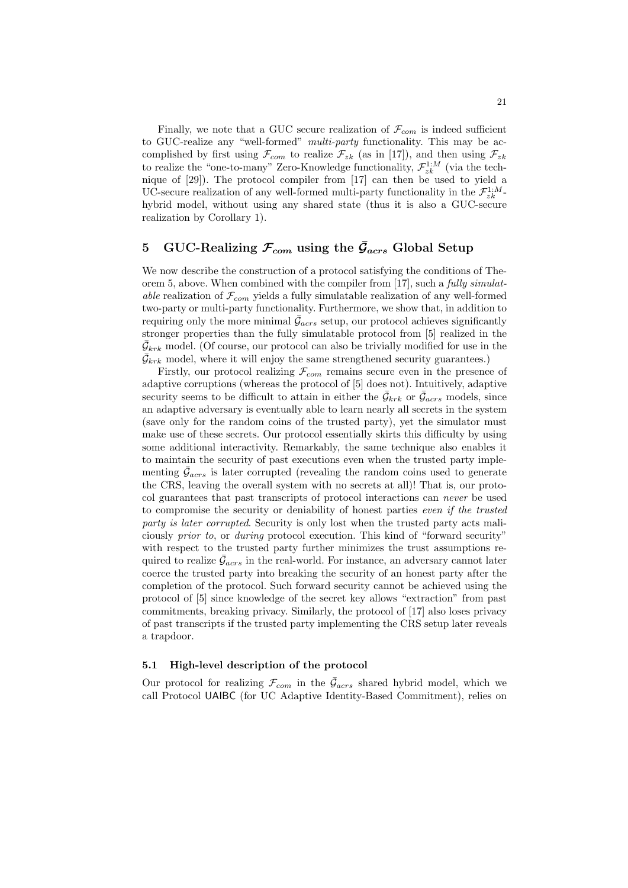Finally, we note that a GUC secure realization of $\mathcal{F}_{com}$ is indeed sufficient to GUC-realize any "well-formed" *multi-party* functionality. This may be accomplished by first using $\mathcal{F}_{com}$ to realize $\mathcal{F}_{zk}$ (as in [17]), and then using $\mathcal{F}_{zk}$ to realize the "one-to-many" Zero-Knowledge functionality, $\mathcal{F}_{zk}^{1:M}$ (via the technique of [29]). The protocol compiler from [17] can then be used to yield a UC-secure realization of any well-formed multi-party functionality in the $\mathcal{F}_{zk}^{1:M}$-hybrid model, without using any shared state (thus it is also a GUC-secure realization by Corollary 1).

## 5 GUC-Realizing $\mathcal{F}_{com}$ using the $\bar{\mathcal{G}}_{acrs}$ Global Setup

We now describe the construction of a protocol satisfying the conditions of Theorem 5, above. When combined with the compiler from [17], such a *fully simulatable* realization of $\mathcal{F}_{com}$ yields a fully simulatable realization of any well-formed two-party or multi-party functionality. Furthermore, we show that, in addition to requiring only the more minimal $\bar{\mathcal{G}}_{acrs}$ setup, our protocol achieves significantly stronger properties than the fully simulatable protocol from [5] realized in the $\bar{\mathcal{G}}_{krk}$ model. (Of course, our protocol can also be trivially modified for use in the $\bar{\mathcal{G}}_{krk}$ model, where it will enjoy the same strengthened security guarantees.)

Firstly, our protocol realizing $\mathcal{F}_{com}$ remains secure even in the presence of adaptive corruptions (whereas the protocol of [5] does not). Intuitively, adaptive security seems to be difficult to attain in either the $\bar{\mathcal{G}}_{krk}$ or $\bar{\mathcal{G}}_{acrs}$ models, since an adaptive adversary is eventually able to learn nearly all secrets in the system (save only for the random coins of the trusted party), yet the simulator must make use of these secrets. Our protocol essentially skirts this difficulty by using some additional interactivity. Remarkably, the same technique also enables it to maintain the security of past executions even when the trusted party implementing $\bar{\mathcal{G}}_{acrs}$ is later corrupted (revealing the random coins used to generate the CRS, leaving the overall system with no secrets at all)! That is, our protocol guarantees that past transcripts of protocol interactions can *never* be used to compromise the security or deniability of honest parties *even if the trusted party is later corrupted*. Security is only lost when the trusted party acts maliciously *prior to*, or *during* protocol execution. This kind of "forward security" with respect to the trusted party further minimizes the trust assumptions required to realize $\bar{\mathcal{G}}_{acrs}$ in the real-world. For instance, an adversary cannot later coerce the trusted party into breaking the security of an honest party after the completion of the protocol. Such forward security cannot be achieved using the protocol of [5] since knowledge of the secret key allows "extraction" from past commitments, breaking privacy. Similarly, the protocol of [17] also loses privacy of past transcripts if the trusted party implementing the CRS setup later reveals a trapdoor.

### 5.1 High-level description of the protocol

Our protocol for realizing $\mathcal{F}_{com}$ in the $\bar{\mathcal{G}}_{acrs}$ shared hybrid model, which we call Protocol UAIBC (for UC Adaptive Identity-Based Commitment), relies on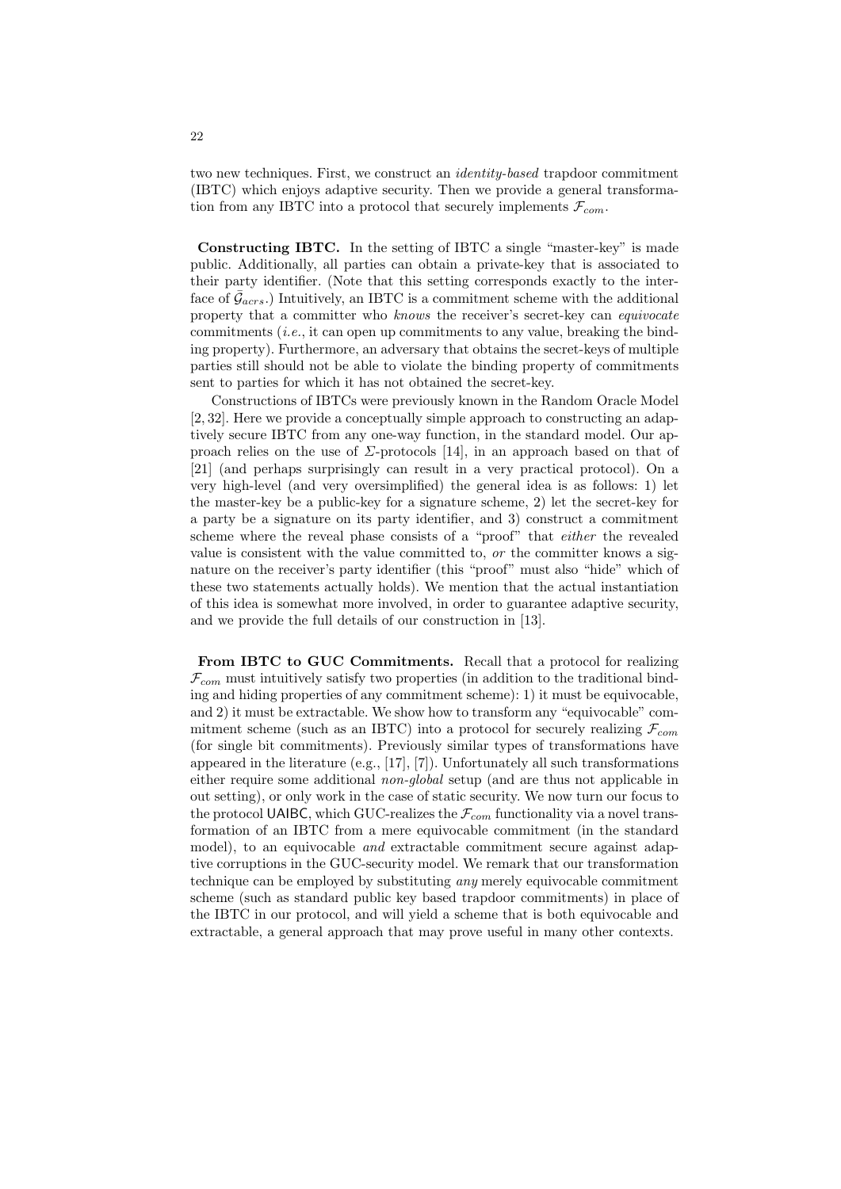two new techniques. First, we construct an *identity-based* trapdoor commitment (IBTC) which enjoys adaptive security. Then we provide a general transformation from any IBTC into a protocol that securely implements $\mathcal{F}_{com}$.

**Constructing IBTC.** In the setting of IBTC a single "master-key" is made public. Additionally, all parties can obtain a private-key that is associated to their party identifier. (Note that this setting corresponds exactly to the interface of $\bar{\mathcal{G}}_{acrs}$.) Intuitively, an IBTC is a commitment scheme with the additional property that a committer who *knows* the receiver's secret-key can *equivocate* commitments (*i.e.*, it can open up commitments to any value, breaking the binding property). Furthermore, an adversary that obtains the secret-keys of multiple parties still should not be able to violate the binding property of commitments sent to parties for which it has not obtained the secret-key.

Constructions of IBTCs were previously known in the Random Oracle Model [2, 32]. Here we provide a conceptually simple approach to constructing an adaptively secure IBTC from any one-way function, in the standard model. Our approach relies on the use of $\Sigma$-protocols [14], in an approach based on that of [21] (and perhaps surprisingly can result in a very practical protocol). On a very high-level (and very oversimplified) the general idea is as follows: 1) let the master-key be a public-key for a signature scheme, 2) let the secret-key for a party be a signature on its party identifier, and 3) construct a commitment scheme where the reveal phase consists of a "proof" that *either* the revealed value is consistent with the value committed to, *or* the committer knows a signature on the receiver's party identifier (this "proof" must also "hide" which of these two statements actually holds). We mention that the actual instantiation of this idea is somewhat more involved, in order to guarantee adaptive security, and we provide the full details of our construction in [13].

**From IBTC to GUC Commitments.** Recall that a protocol for realizing $\mathcal{F}_{com}$ must intuitively satisfy two properties (in addition to the traditional binding and hiding properties of any commitment scheme): 1) it must be equivocable, and 2) it must be extractable. We show how to transform any "equivocable" commitment scheme (such as an IBTC) into a protocol for securely realizing $\mathcal{F}_{com}$ (for single bit commitments). Previously similar types of transformations have appeared in the literature (e.g., [17], [7]). Unfortunately all such transformations either require some additional *non-global* setup (and are thus not applicable in out setting), or only work in the case of static security. We now turn our focus to the protocol UAIBC, which GUC-realizes the $\mathcal{F}_{com}$ functionality via a novel transformation of an IBTC from a mere equivocable commitment (in the standard model), to an equivocable *and* extractable commitment secure against adaptive corruptions in the GUC-security model. We remark that our transformation technique can be employed by substituting *any* merely equivocable commitment scheme (such as standard public key based trapdoor commitments) in place of the IBTC in our protocol, and will yield a scheme that is both equivocable and extractable, a general approach that may prove useful in many other contexts.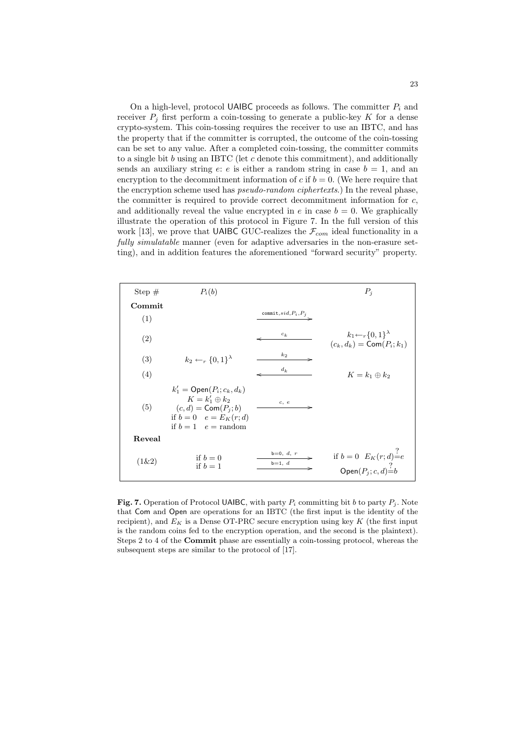On a high-level, protocol UAIBC proceeds as follows. The committer $P_i$ and receiver $P_j$ first perform a coin-tossing to generate a public-key $K$ for a dense crypto-system. This coin-tossing requires the receiver to use an IBTC, and has the property that if the committer is corrupted, the outcome of the coin-tossing can be set to any value. After a completed coin-tossing, the committer commits to a single bit $b$ using an IBTC (let $c$ denote this commitment), and additionally sends an auxiliary string $e$: $e$ is either a random string in case $b = 1$, and an encryption to the decommitment information of $c$ if $b = 0$. (We here require that the encryption scheme used has *pseudo-random ciphertexts*.) In the reveal phase, the committer is required to provide correct decommitment information for $c$, and additionally reveal the value encrypted in $e$ in case $b = 0$. We graphically illustrate the operation of this protocol in Figure 7. In the full version of this work [13], we prove that UAIBC GUC-realizes the $\mathcal{F}_{com}$ ideal functionality in a *fully simulatable* manner (even for adaptive adversaries in the non-erasure setting), and in addition features the aforementioned "forward security" property.

| Step # | $P_i(b)$ | | $P_j$ |
|---|---|---|---|
| **Commit** | | | |
| (1) | | $\xrightarrow{\texttt{commit}, sid, P_i, P_j}$ | |
| (2) | | $\xleftarrow{c_k}$ | $k_1 \leftarrow_r \{0,1\}^\lambda$; $(c_k, d_k) = \mathsf{Com}(P_i; k_1)$ |
| (3) | $k_2 \leftarrow_r \{0,1\}^\lambda$ | $\xrightarrow{k_2}$ | |
| (4) | | $\xleftarrow{d_k}$ | $K = k_1 \oplus k_2$ |
| (5) | $k_1' = \mathsf{Open}(P_i; c_k, d_k)$; $K = k_1' \oplus k_2$; $(c, d) = \mathsf{Com}(P_j; b)$; if $b = 0$ $e = E_K(r; d)$; if $b = 1$ $e =$ random | $\xrightarrow{c,\ e}$ | |
| **Reveal** | | | |
| (1&2) | if $b = 0$; if $b = 1$ | $\xrightarrow{\texttt{b=0},\ d,\ r}$; $\xrightarrow{\texttt{b=1},\ d}$ | if $b = 0$ $E_K(r; d) \stackrel{?}{=} e$; $\mathsf{Open}(P_j; c, d) \stackrel{?}{=} b$ |

**Fig. 7.** Operation of Protocol UAIBC, with party $P_i$ committing bit $b$ to party $P_j$. Note that Com and Open are operations for an IBTC (the first input is the identity of the recipient), and $E_K$ is a Dense OT-PRC secure encryption using key $K$ (the first input is the random coins fed to the encryption operation, and the second is the plaintext). Steps 2 to 4 of the **Commit** phase are essentially a coin-tossing protocol, whereas the subsequent steps are similar to the protocol of [17].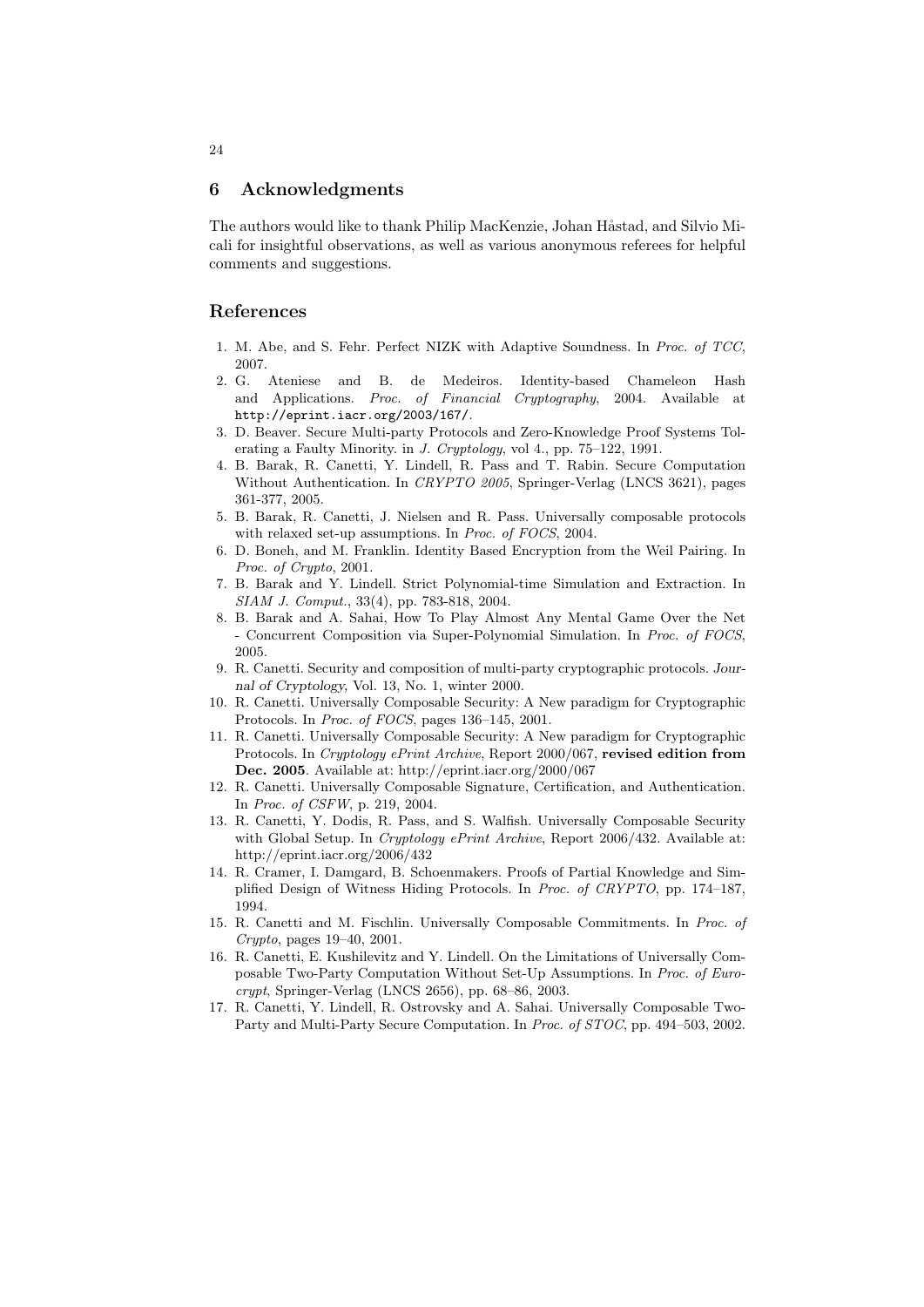## 6 Acknowledgments

The authors would like to thank Philip MacKenzie, Johan Håstad, and Silvio Micali for insightful observations, as well as various anonymous referees for helpful comments and suggestions.

## References

1. M. Abe, and S. Fehr. Perfect NIZK with Adaptive Soundness. In *Proc. of TCC*, 2007.
2. G. Ateniese and B. de Medeiros. Identity-based Chameleon Hash and Applications. *Proc. of Financial Cryptography*, 2004. Available at `http://eprint.iacr.org/2003/167/`.
3. D. Beaver. Secure Multi-party Protocols and Zero-Knowledge Proof Systems Tolerating a Faulty Minority. in *J. Cryptology*, vol 4., pp. 75–122, 1991.
4. B. Barak, R. Canetti, Y. Lindell, R. Pass and T. Rabin. Secure Computation Without Authentication. In *CRYPTO 2005*, Springer-Verlag (LNCS 3621), pages 361-377, 2005.
5. B. Barak, R. Canetti, J. Nielsen and R. Pass. Universally composable protocols with relaxed set-up assumptions. In *Proc. of FOCS*, 2004.
6. D. Boneh, and M. Franklin. Identity Based Encryption from the Weil Pairing. In *Proc. of Crypto*, 2001.
7. B. Barak and Y. Lindell. Strict Polynomial-time Simulation and Extraction. In *SIAM J. Comput.*, 33(4), pp. 783-818, 2004.
8. B. Barak and A. Sahai, How To Play Almost Any Mental Game Over the Net - Concurrent Composition via Super-Polynomial Simulation. In *Proc. of FOCS*, 2005.
9. R. Canetti. Security and composition of multi-party cryptographic protocols. *Journal of Cryptology*, Vol. 13, No. 1, winter 2000.
10. R. Canetti. Universally Composable Security: A New paradigm for Cryptographic Protocols. In *Proc. of FOCS*, pages 136–145, 2001.
11. R. Canetti. Universally Composable Security: A New paradigm for Cryptographic Protocols. In *Cryptology ePrint Archive*, Report 2000/067, **revised edition from Dec. 2005**. Available at: http://eprint.iacr.org/2000/067
12. R. Canetti. Universally Composable Signature, Certification, and Authentication. In *Proc. of CSFW*, p. 219, 2004.
13. R. Canetti, Y. Dodis, R. Pass, and S. Walfish. Universally Composable Security with Global Setup. In *Cryptology ePrint Archive*, Report 2006/432. Available at: http://eprint.iacr.org/2006/432
14. R. Cramer, I. Damgard, B. Schoenmakers. Proofs of Partial Knowledge and Simplified Design of Witness Hiding Protocols. In *Proc. of CRYPTO*, pp. 174–187, 1994.
15. R. Canetti and M. Fischlin. Universally Composable Commitments. In *Proc. of Crypto*, pages 19–40, 2001.
16. R. Canetti, E. Kushilevitz and Y. Lindell. On the Limitations of Universally Composable Two-Party Computation Without Set-Up Assumptions. In *Proc. of Eurocrypt*, Springer-Verlag (LNCS 2656), pp. 68–86, 2003.
17. R. Canetti, Y. Lindell, R. Ostrovsky and A. Sahai. Universally Composable Two-Party and Multi-Party Secure Computation. In *Proc. of STOC*, pp. 494–503, 2002.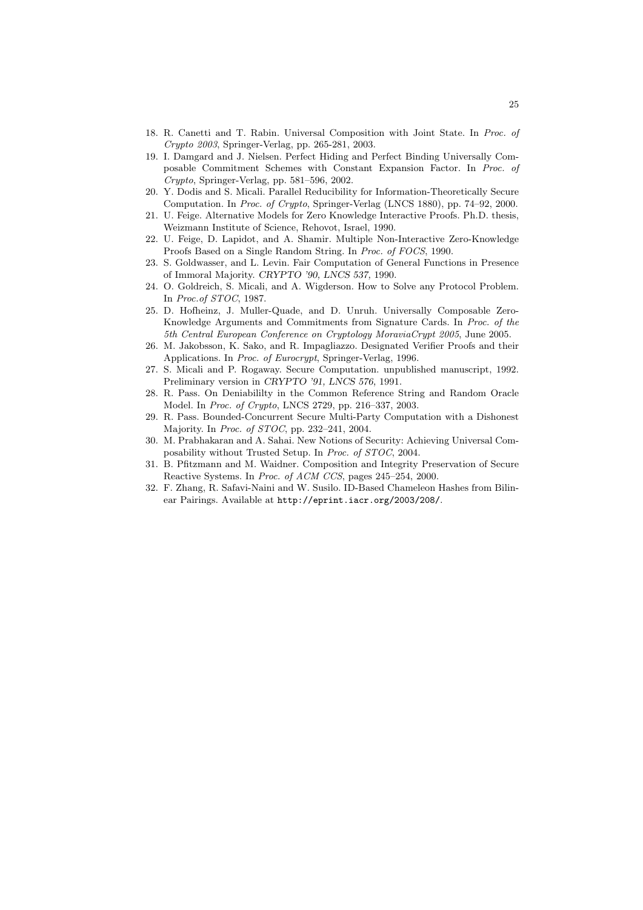18. R. Canetti and T. Rabin. Universal Composition with Joint State. In *Proc. of Crypto 2003*, Springer-Verlag, pp. 265-281, 2003.
19. I. Damgard and J. Nielsen. Perfect Hiding and Perfect Binding Universally Composable Commitment Schemes with Constant Expansion Factor. In *Proc. of Crypto*, Springer-Verlag, pp. 581–596, 2002.
20. Y. Dodis and S. Micali. Parallel Reducibility for Information-Theoretically Secure Computation. In *Proc. of Crypto*, Springer-Verlag (LNCS 1880), pp. 74–92, 2000.
21. U. Feige. Alternative Models for Zero Knowledge Interactive Proofs. Ph.D. thesis, Weizmann Institute of Science, Rehovot, Israel, 1990.
22. U. Feige, D. Lapidot, and A. Shamir. Multiple Non-Interactive Zero-Knowledge Proofs Based on a Single Random String. In *Proc. of FOCS*, 1990.
23. S. Goldwasser, and L. Levin. Fair Computation of General Functions in Presence of Immoral Majority. *CRYPTO '90, LNCS 537,* 1990.
24. O. Goldreich, S. Micali, and A. Wigderson. How to Solve any Protocol Problem. In *Proc.of STOC*, 1987.
25. D. Hofheinz, J. Muller-Quade, and D. Unruh. Universally Composable Zero-Knowledge Arguments and Commitments from Signature Cards. In *Proc. of the 5th Central European Conference on Cryptology MoraviaCrypt 2005*, June 2005.
26. M. Jakobsson, K. Sako, and R. Impagliazzo. Designated Verifier Proofs and their Applications. In *Proc. of Eurocrypt*, Springer-Verlag, 1996.
27. S. Micali and P. Rogaway. Secure Computation. unpublished manuscript, 1992. Preliminary version in *CRYPTO '91, LNCS 576,* 1991.
28. R. Pass. On Deniabililty in the Common Reference String and Random Oracle Model. In *Proc. of Crypto*, LNCS 2729, pp. 216–337, 2003.
29. R. Pass. Bounded-Concurrent Secure Multi-Party Computation with a Dishonest Majority. In *Proc. of STOC*, pp. 232–241, 2004.
30. M. Prabhakaran and A. Sahai. New Notions of Security: Achieving Universal Composability without Trusted Setup. In *Proc. of STOC*, 2004.
31. B. Pfitzmann and M. Waidner. Composition and Integrity Preservation of Secure Reactive Systems. In *Proc. of ACM CCS*, pages 245–254, 2000.
32. F. Zhang, R. Safavi-Naini and W. Susilo. ID-Based Chameleon Hashes from Bilinear Pairings. Available at `http://eprint.iacr.org/2003/208/`.